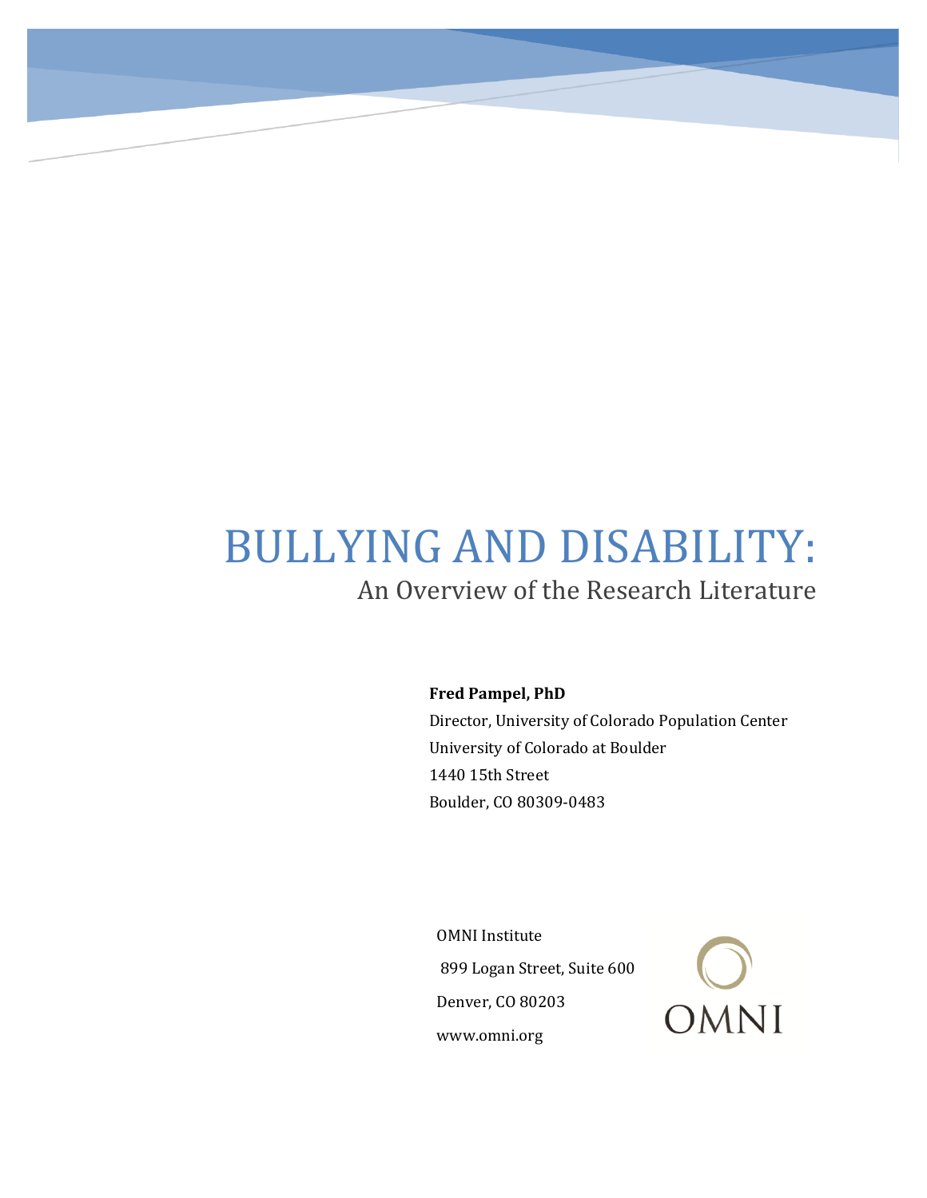# BULLYING AND DISABILITY:

## An Overview of the Research Literature

**Fred Pampel, PhD**

Director, University of Colorado Population Center

University of Colorado at Boulder

1440 15th Street

Boulder, CO 80309-0483

OMNI Institute

899 Logan Street, Suite 600

Denver, CO 80203

www.omni.org

OMNI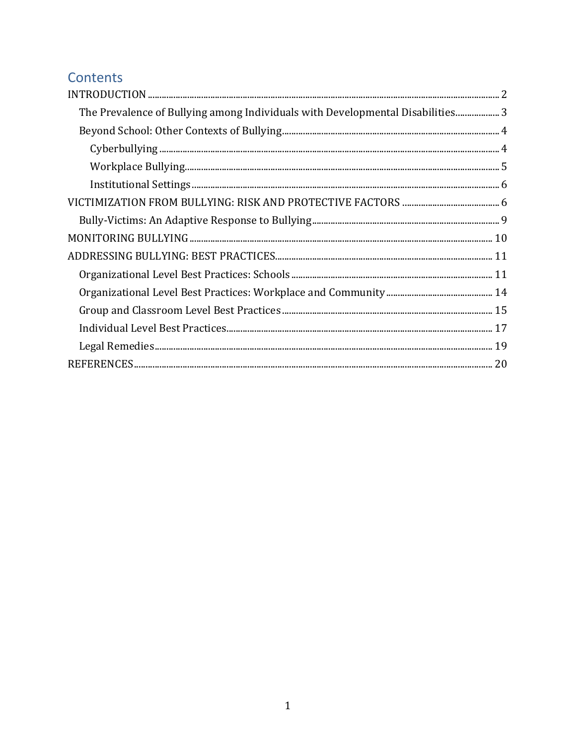# Contents

- INTRODUCTION ... 2
  - The Prevalence of Bullying among Individuals with Developmental Disabilities ... 3
  - Beyond School: Other Contexts of Bullying ... 4
    - Cyberbullying ... 4
    - Workplace Bullying ... 5
    - Institutional Settings ... 6
- VICTIMIZATION FROM BULLYING: RISK AND PROTECTIVE FACTORS ... 6
  - Bully-Victims: An Adaptive Response to Bullying ... 9
- MONITORING BULLYING ... 10
- ADDRESSING BULLYING: BEST PRACTICES ... 11
  - Organizational Level Best Practices: Schools ... 11
  - Organizational Level Best Practices: Workplace and Community ... 14
  - Group and Classroom Level Best Practices ... 15
  - Individual Level Best Practices ... 17
  - Legal Remedies ... 19
- REFERENCES ... 20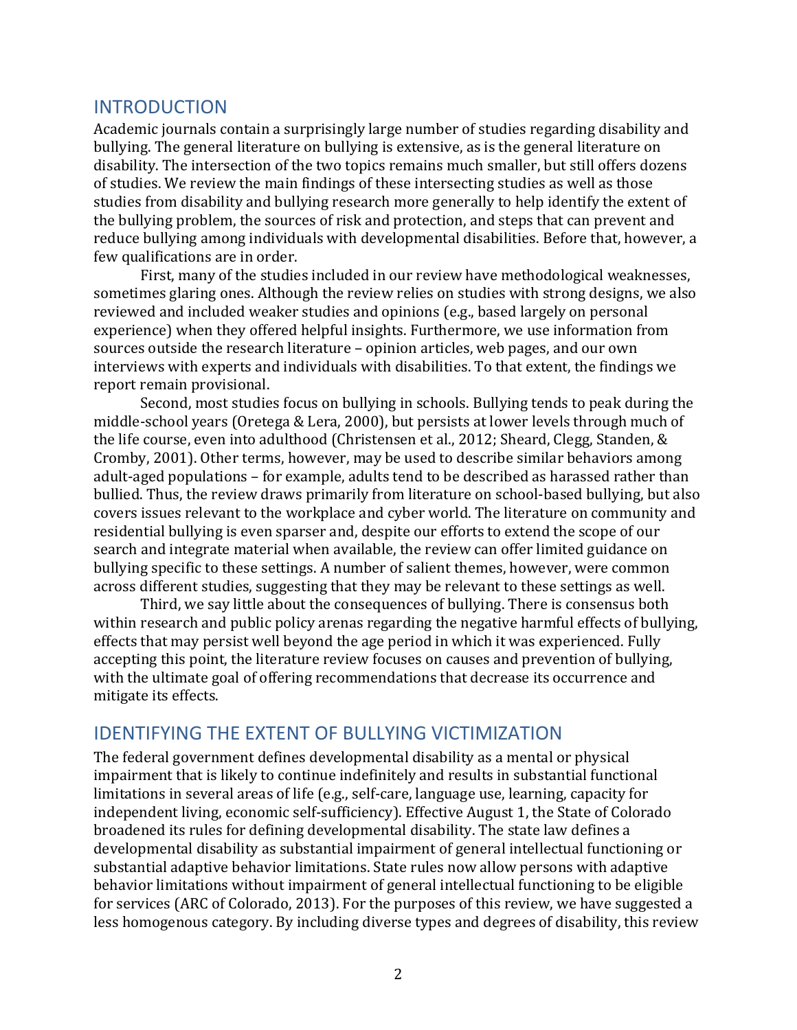## INTRODUCTION

Academic journals contain a surprisingly large number of studies regarding disability and bullying. The general literature on bullying is extensive, as is the general literature on disability. The intersection of the two topics remains much smaller, but still offers dozens of studies. We review the main findings of these intersecting studies as well as those studies from disability and bullying research more generally to help identify the extent of the bullying problem, the sources of risk and protection, and steps that can prevent and reduce bullying among individuals with developmental disabilities. Before that, however, a few qualifications are in order.

First, many of the studies included in our review have methodological weaknesses, sometimes glaring ones. Although the review relies on studies with strong designs, we also reviewed and included weaker studies and opinions (e.g., based largely on personal experience) when they offered helpful insights. Furthermore, we use information from sources outside the research literature – opinion articles, web pages, and our own interviews with experts and individuals with disabilities. To that extent, the findings we report remain provisional.

Second, most studies focus on bullying in schools. Bullying tends to peak during the middle-school years (Oretega & Lera, 2000), but persists at lower levels through much of the life course, even into adulthood (Christensen et al., 2012; Sheard, Clegg, Standen, & Cromby, 2001). Other terms, however, may be used to describe similar behaviors among adult-aged populations – for example, adults tend to be described as harassed rather than bullied. Thus, the review draws primarily from literature on school-based bullying, but also covers issues relevant to the workplace and cyber world. The literature on community and residential bullying is even sparser and, despite our efforts to extend the scope of our search and integrate material when available, the review can offer limited guidance on bullying specific to these settings. A number of salient themes, however, were common across different studies, suggesting that they may be relevant to these settings as well.

Third, we say little about the consequences of bullying. There is consensus both within research and public policy arenas regarding the negative harmful effects of bullying, effects that may persist well beyond the age period in which it was experienced. Fully accepting this point, the literature review focuses on causes and prevention of bullying, with the ultimate goal of offering recommendations that decrease its occurrence and mitigate its effects.

## IDENTIFYING THE EXTENT OF BULLYING VICTIMIZATION

The federal government defines developmental disability as a mental or physical impairment that is likely to continue indefinitely and results in substantial functional limitations in several areas of life (e.g., self-care, language use, learning, capacity for independent living, economic self-sufficiency). Effective August 1, the State of Colorado broadened its rules for defining developmental disability. The state law defines a developmental disability as substantial impairment of general intellectual functioning or substantial adaptive behavior limitations. State rules now allow persons with adaptive behavior limitations without impairment of general intellectual functioning to be eligible for services (ARC of Colorado, 2013). For the purposes of this review, we have suggested a less homogenous category. By including diverse types and degrees of disability, this review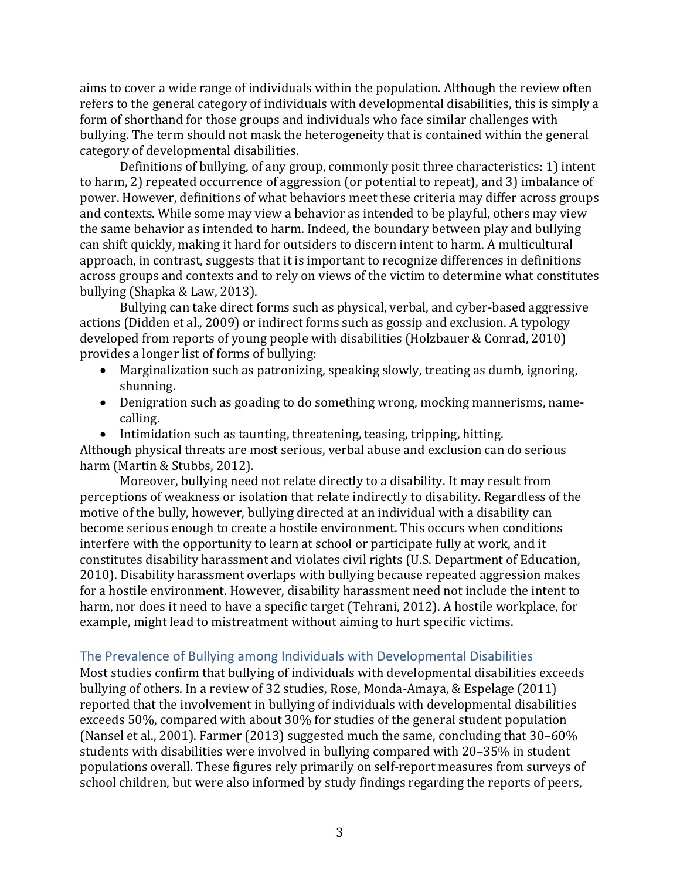aims to cover a wide range of individuals within the population. Although the review often refers to the general category of individuals with developmental disabilities, this is simply a form of shorthand for those groups and individuals who face similar challenges with bullying. The term should not mask the heterogeneity that is contained within the general category of developmental disabilities.

Definitions of bullying, of any group, commonly posit three characteristics: 1) intent to harm, 2) repeated occurrence of aggression (or potential to repeat), and 3) imbalance of power. However, definitions of what behaviors meet these criteria may differ across groups and contexts. While some may view a behavior as intended to be playful, others may view the same behavior as intended to harm. Indeed, the boundary between play and bullying can shift quickly, making it hard for outsiders to discern intent to harm. A multicultural approach, in contrast, suggests that it is important to recognize differences in definitions across groups and contexts and to rely on views of the victim to determine what constitutes bullying (Shapka & Law, 2013).

Bullying can take direct forms such as physical, verbal, and cyber-based aggressive actions (Didden et al., 2009) or indirect forms such as gossip and exclusion. A typology developed from reports of young people with disabilities (Holzbauer & Conrad, 2010) provides a longer list of forms of bullying:

- Marginalization such as patronizing, speaking slowly, treating as dumb, ignoring, shunning.
- Denigration such as goading to do something wrong, mocking mannerisms, name-calling.
- Intimidation such as taunting, threatening, teasing, tripping, hitting.

Although physical threats are most serious, verbal abuse and exclusion can do serious harm (Martin & Stubbs, 2012).

Moreover, bullying need not relate directly to a disability. It may result from perceptions of weakness or isolation that relate indirectly to disability. Regardless of the motive of the bully, however, bullying directed at an individual with a disability can become serious enough to create a hostile environment. This occurs when conditions interfere with the opportunity to learn at school or participate fully at work, and it constitutes disability harassment and violates civil rights (U.S. Department of Education, 2010). Disability harassment overlaps with bullying because repeated aggression makes for a hostile environment. However, disability harassment need not include the intent to harm, nor does it need to have a specific target (Tehrani, 2012). A hostile workplace, for example, might lead to mistreatment without aiming to hurt specific victims.

## The Prevalence of Bullying among Individuals with Developmental Disabilities

Most studies confirm that bullying of individuals with developmental disabilities exceeds bullying of others. In a review of 32 studies, Rose, Monda-Amaya, & Espelage (2011) reported that the involvement in bullying of individuals with developmental disabilities exceeds 50%, compared with about 30% for studies of the general student population (Nansel et al., 2001). Farmer (2013) suggested much the same, concluding that 30–60% students with disabilities were involved in bullying compared with 20–35% in student populations overall. These figures rely primarily on self-report measures from surveys of school children, but were also informed by study findings regarding the reports of peers,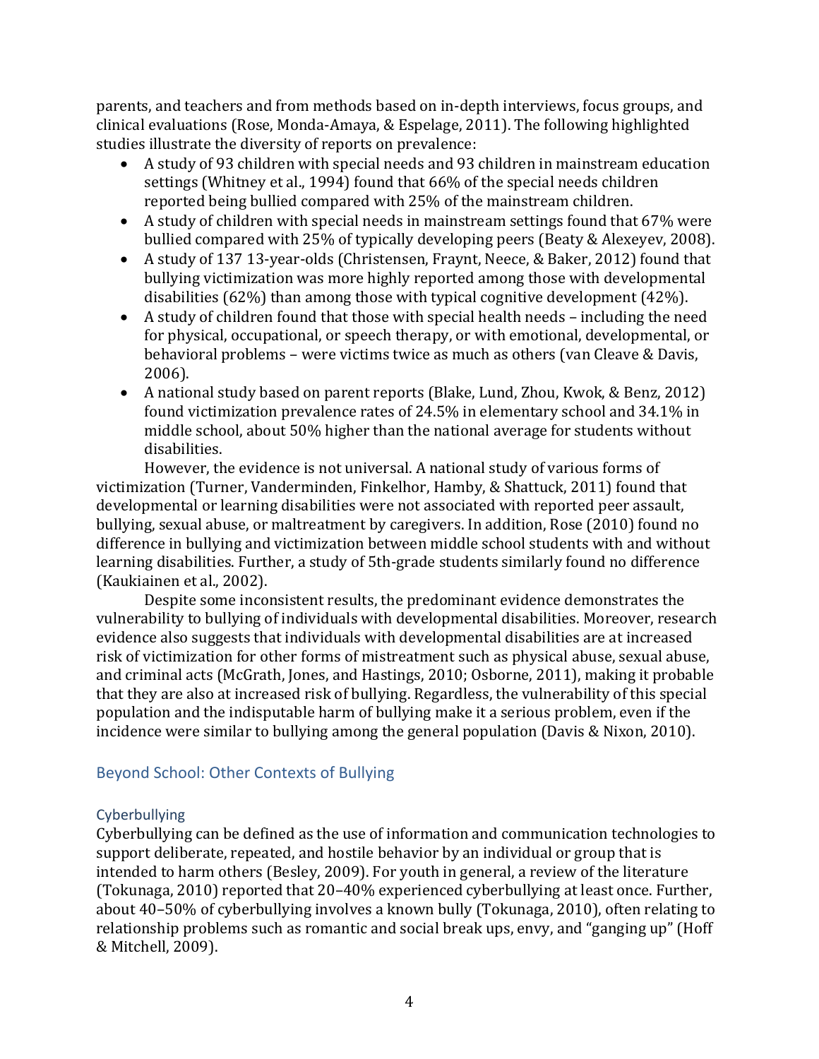parents, and teachers and from methods based on in-depth interviews, focus groups, and clinical evaluations (Rose, Monda-Amaya, & Espelage, 2011). The following highlighted studies illustrate the diversity of reports on prevalence:

- A study of 93 children with special needs and 93 children in mainstream education settings (Whitney et al., 1994) found that 66% of the special needs children reported being bullied compared with 25% of the mainstream children.
- A study of children with special needs in mainstream settings found that 67% were bullied compared with 25% of typically developing peers (Beaty & Alexeyev, 2008).
- A study of 137 13-year-olds (Christensen, Fraynt, Neece, & Baker, 2012) found that bullying victimization was more highly reported among those with developmental disabilities (62%) than among those with typical cognitive development (42%).
- A study of children found that those with special health needs – including the need for physical, occupational, or speech therapy, or with emotional, developmental, or behavioral problems – were victims twice as much as others (van Cleave & Davis, 2006).
- A national study based on parent reports (Blake, Lund, Zhou, Kwok, & Benz, 2012) found victimization prevalence rates of 24.5% in elementary school and 34.1% in middle school, about 50% higher than the national average for students without disabilities.

However, the evidence is not universal. A national study of various forms of victimization (Turner, Vanderminden, Finkelhor, Hamby, & Shattuck, 2011) found that developmental or learning disabilities were not associated with reported peer assault, bullying, sexual abuse, or maltreatment by caregivers. In addition, Rose (2010) found no difference in bullying and victimization between middle school students with and without learning disabilities. Further, a study of 5th-grade students similarly found no difference (Kaukiainen et al., 2002).

Despite some inconsistent results, the predominant evidence demonstrates the vulnerability to bullying of individuals with developmental disabilities. Moreover, research evidence also suggests that individuals with developmental disabilities are at increased risk of victimization for other forms of mistreatment such as physical abuse, sexual abuse, and criminal acts (McGrath, Jones, and Hastings, 2010; Osborne, 2011), making it probable that they are also at increased risk of bullying. Regardless, the vulnerability of this special population and the indisputable harm of bullying make it a serious problem, even if the incidence were similar to bullying among the general population (Davis & Nixon, 2010).

## Beyond School: Other Contexts of Bullying

### Cyberbullying

Cyberbullying can be defined as the use of information and communication technologies to support deliberate, repeated, and hostile behavior by an individual or group that is intended to harm others (Besley, 2009). For youth in general, a review of the literature (Tokunaga, 2010) reported that 20–40% experienced cyberbullying at least once. Further, about 40–50% of cyberbullying involves a known bully (Tokunaga, 2010), often relating to relationship problems such as romantic and social break ups, envy, and "ganging up" (Hoff & Mitchell, 2009).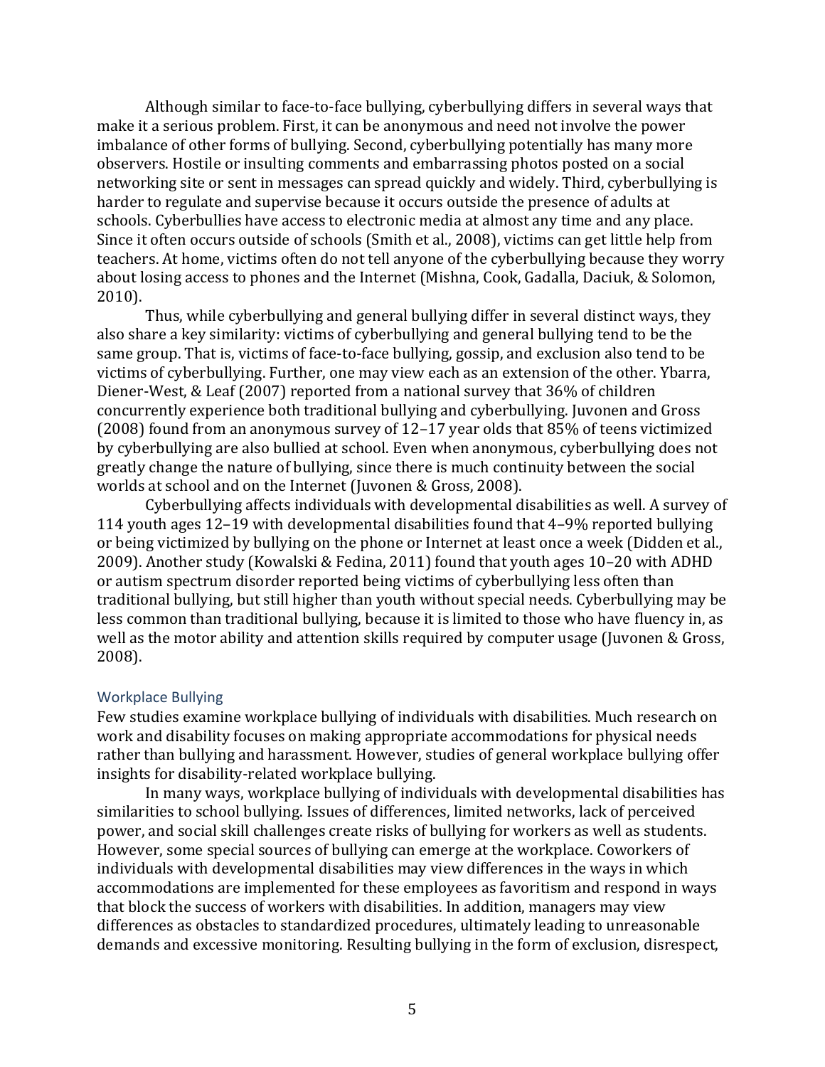Although similar to face-to-face bullying, cyberbullying differs in several ways that make it a serious problem. First, it can be anonymous and need not involve the power imbalance of other forms of bullying. Second, cyberbullying potentially has many more observers. Hostile or insulting comments and embarrassing photos posted on a social networking site or sent in messages can spread quickly and widely. Third, cyberbullying is harder to regulate and supervise because it occurs outside the presence of adults at schools. Cyberbullies have access to electronic media at almost any time and any place. Since it often occurs outside of schools (Smith et al., 2008), victims can get little help from teachers. At home, victims often do not tell anyone of the cyberbullying because they worry about losing access to phones and the Internet (Mishna, Cook, Gadalla, Daciuk, & Solomon, 2010).

Thus, while cyberbullying and general bullying differ in several distinct ways, they also share a key similarity: victims of cyberbullying and general bullying tend to be the same group. That is, victims of face-to-face bullying, gossip, and exclusion also tend to be victims of cyberbullying. Further, one may view each as an extension of the other. Ybarra, Diener-West, & Leaf (2007) reported from a national survey that 36% of children concurrently experience both traditional bullying and cyberbullying. Juvonen and Gross (2008) found from an anonymous survey of 12–17 year olds that 85% of teens victimized by cyberbullying are also bullied at school. Even when anonymous, cyberbullying does not greatly change the nature of bullying, since there is much continuity between the social worlds at school and on the Internet (Juvonen & Gross, 2008).

Cyberbullying affects individuals with developmental disabilities as well. A survey of 114 youth ages 12–19 with developmental disabilities found that 4–9% reported bullying or being victimized by bullying on the phone or Internet at least once a week (Didden et al., 2009). Another study (Kowalski & Fedina, 2011) found that youth ages 10–20 with ADHD or autism spectrum disorder reported being victims of cyberbullying less often than traditional bullying, but still higher than youth without special needs. Cyberbullying may be less common than traditional bullying, because it is limited to those who have fluency in, as well as the motor ability and attention skills required by computer usage (Juvonen & Gross, 2008).

### Workplace Bullying

Few studies examine workplace bullying of individuals with disabilities. Much research on work and disability focuses on making appropriate accommodations for physical needs rather than bullying and harassment. However, studies of general workplace bullying offer insights for disability-related workplace bullying.

In many ways, workplace bullying of individuals with developmental disabilities has similarities to school bullying. Issues of differences, limited networks, lack of perceived power, and social skill challenges create risks of bullying for workers as well as students. However, some special sources of bullying can emerge at the workplace. Coworkers of individuals with developmental disabilities may view differences in the ways in which accommodations are implemented for these employees as favoritism and respond in ways that block the success of workers with disabilities. In addition, managers may view differences as obstacles to standardized procedures, ultimately leading to unreasonable demands and excessive monitoring. Resulting bullying in the form of exclusion, disrespect,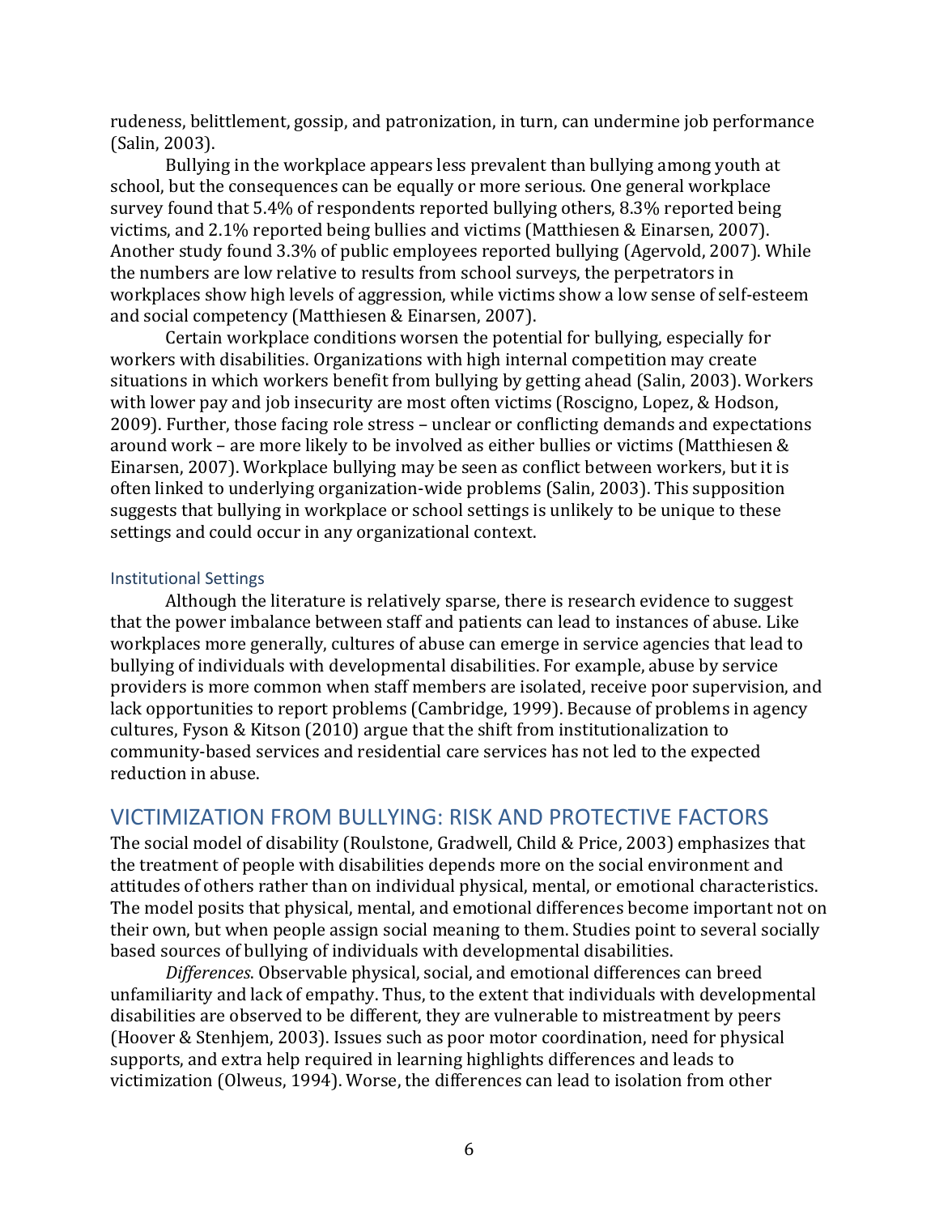rudeness, belittlement, gossip, and patronization, in turn, can undermine job performance (Salin, 2003).

Bullying in the workplace appears less prevalent than bullying among youth at school, but the consequences can be equally or more serious. One general workplace survey found that 5.4% of respondents reported bullying others, 8.3% reported being victims, and 2.1% reported being bullies and victims (Matthiesen & Einarsen, 2007). Another study found 3.3% of public employees reported bullying (Agervold, 2007). While the numbers are low relative to results from school surveys, the perpetrators in workplaces show high levels of aggression, while victims show a low sense of self-esteem and social competency (Matthiesen & Einarsen, 2007).

Certain workplace conditions worsen the potential for bullying, especially for workers with disabilities. Organizations with high internal competition may create situations in which workers benefit from bullying by getting ahead (Salin, 2003). Workers with lower pay and job insecurity are most often victims (Roscigno, Lopez, & Hodson, 2009). Further, those facing role stress – unclear or conflicting demands and expectations around work – are more likely to be involved as either bullies or victims (Matthiesen & Einarsen, 2007). Workplace bullying may be seen as conflict between workers, but it is often linked to underlying organization-wide problems (Salin, 2003). This supposition suggests that bullying in workplace or school settings is unlikely to be unique to these settings and could occur in any organizational context.

### Institutional Settings

Although the literature is relatively sparse, there is research evidence to suggest that the power imbalance between staff and patients can lead to instances of abuse. Like workplaces more generally, cultures of abuse can emerge in service agencies that lead to bullying of individuals with developmental disabilities. For example, abuse by service providers is more common when staff members are isolated, receive poor supervision, and lack opportunities to report problems (Cambridge, 1999). Because of problems in agency cultures, Fyson & Kitson (2010) argue that the shift from institutionalization to community-based services and residential care services has not led to the expected reduction in abuse.

## VICTIMIZATION FROM BULLYING: RISK AND PROTECTIVE FACTORS

The social model of disability (Roulstone, Gradwell, Child & Price, 2003) emphasizes that the treatment of people with disabilities depends more on the social environment and attitudes of others rather than on individual physical, mental, or emotional characteristics. The model posits that physical, mental, and emotional differences become important not on their own, but when people assign social meaning to them. Studies point to several socially based sources of bullying of individuals with developmental disabilities.

*Differences*. Observable physical, social, and emotional differences can breed unfamiliarity and lack of empathy. Thus, to the extent that individuals with developmental disabilities are observed to be different, they are vulnerable to mistreatment by peers (Hoover & Stenhjem, 2003). Issues such as poor motor coordination, need for physical supports, and extra help required in learning highlights differences and leads to victimization (Olweus, 1994). Worse, the differences can lead to isolation from other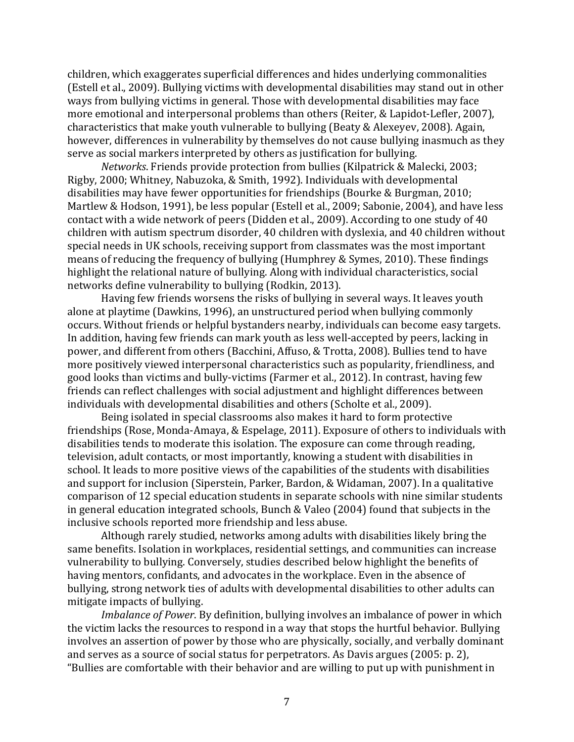children, which exaggerates superficial differences and hides underlying commonalities (Estell et al., 2009). Bullying victims with developmental disabilities may stand out in other ways from bullying victims in general. Those with developmental disabilities may face more emotional and interpersonal problems than others (Reiter, & Lapidot-Lefler, 2007), characteristics that make youth vulnerable to bullying (Beaty & Alexeyev, 2008). Again, however, differences in vulnerability by themselves do not cause bullying inasmuch as they serve as social markers interpreted by others as justification for bullying.

*Networks*. Friends provide protection from bullies (Kilpatrick & Malecki, 2003; Rigby, 2000; Whitney, Nabuzoka, & Smith, 1992). Individuals with developmental disabilities may have fewer opportunities for friendships (Bourke & Burgman, 2010; Martlew & Hodson, 1991), be less popular (Estell et al., 2009; Sabonie, 2004), and have less contact with a wide network of peers (Didden et al., 2009). According to one study of 40 children with autism spectrum disorder, 40 children with dyslexia, and 40 children without special needs in UK schools, receiving support from classmates was the most important means of reducing the frequency of bullying (Humphrey & Symes, 2010). These findings highlight the relational nature of bullying. Along with individual characteristics, social networks define vulnerability to bullying (Rodkin, 2013).

Having few friends worsens the risks of bullying in several ways. It leaves youth alone at playtime (Dawkins, 1996), an unstructured period when bullying commonly occurs. Without friends or helpful bystanders nearby, individuals can become easy targets. In addition, having few friends can mark youth as less well-accepted by peers, lacking in power, and different from others (Bacchini, Affuso, & Trotta, 2008). Bullies tend to have more positively viewed interpersonal characteristics such as popularity, friendliness, and good looks than victims and bully-victims (Farmer et al., 2012). In contrast, having few friends can reflect challenges with social adjustment and highlight differences between individuals with developmental disabilities and others (Scholte et al., 2009).

Being isolated in special classrooms also makes it hard to form protective friendships (Rose, Monda-Amaya, & Espelage, 2011). Exposure of others to individuals with disabilities tends to moderate this isolation. The exposure can come through reading, television, adult contacts, or most importantly, knowing a student with disabilities in school. It leads to more positive views of the capabilities of the students with disabilities and support for inclusion (Siperstein, Parker, Bardon, & Widaman, 2007). In a qualitative comparison of 12 special education students in separate schools with nine similar students in general education integrated schools, Bunch & Valeo (2004) found that subjects in the inclusive schools reported more friendship and less abuse.

Although rarely studied, networks among adults with disabilities likely bring the same benefits. Isolation in workplaces, residential settings, and communities can increase vulnerability to bullying. Conversely, studies described below highlight the benefits of having mentors, confidants, and advocates in the workplace. Even in the absence of bullying, strong network ties of adults with developmental disabilities to other adults can mitigate impacts of bullying.

*Imbalance of Power*. By definition, bullying involves an imbalance of power in which the victim lacks the resources to respond in a way that stops the hurtful behavior. Bullying involves an assertion of power by those who are physically, socially, and verbally dominant and serves as a source of social status for perpetrators. As Davis argues (2005: p. 2), "Bullies are comfortable with their behavior and are willing to put up with punishment in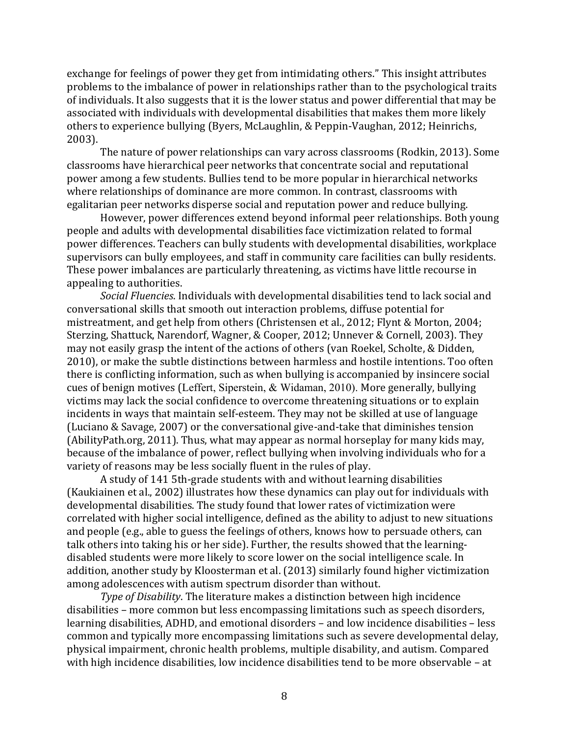exchange for feelings of power they get from intimidating others." This insight attributes problems to the imbalance of power in relationships rather than to the psychological traits of individuals. It also suggests that it is the lower status and power differential that may be associated with individuals with developmental disabilities that makes them more likely others to experience bullying (Byers, McLaughlin, & Peppin-Vaughan, 2012; Heinrichs, 2003).

The nature of power relationships can vary across classrooms (Rodkin, 2013). Some classrooms have hierarchical peer networks that concentrate social and reputational power among a few students. Bullies tend to be more popular in hierarchical networks where relationships of dominance are more common. In contrast, classrooms with egalitarian peer networks disperse social and reputation power and reduce bullying.

However, power differences extend beyond informal peer relationships. Both young people and adults with developmental disabilities face victimization related to formal power differences. Teachers can bully students with developmental disabilities, workplace supervisors can bully employees, and staff in community care facilities can bully residents. These power imbalances are particularly threatening, as victims have little recourse in appealing to authorities.

*Social Fluencies*. Individuals with developmental disabilities tend to lack social and conversational skills that smooth out interaction problems, diffuse potential for mistreatment, and get help from others (Christensen et al., 2012; Flynt & Morton, 2004; Sterzing, Shattuck, Narendorf, Wagner, & Cooper, 2012; Unnever & Cornell, 2003). They may not easily grasp the intent of the actions of others (van Roekel, Scholte, & Didden, 2010), or make the subtle distinctions between harmless and hostile intentions. Too often there is conflicting information, such as when bullying is accompanied by insincere social cues of benign motives (Leffert, Siperstein, & Widaman, 2010). More generally, bullying victims may lack the social confidence to overcome threatening situations or to explain incidents in ways that maintain self-esteem. They may not be skilled at use of language (Luciano & Savage, 2007) or the conversational give-and-take that diminishes tension (AbilityPath.org, 2011). Thus, what may appear as normal horseplay for many kids may, because of the imbalance of power, reflect bullying when involving individuals who for a variety of reasons may be less socially fluent in the rules of play.

A study of 141 5th-grade students with and without learning disabilities (Kaukiainen et al., 2002) illustrates how these dynamics can play out for individuals with developmental disabilities. The study found that lower rates of victimization were correlated with higher social intelligence, defined as the ability to adjust to new situations and people (e.g., able to guess the feelings of others, knows how to persuade others, can talk others into taking his or her side). Further, the results showed that the learning-disabled students were more likely to score lower on the social intelligence scale. In addition, another study by Kloosterman et al. (2013) similarly found higher victimization among adolescences with autism spectrum disorder than without.

*Type of Disability*. The literature makes a distinction between high incidence disabilities – more common but less encompassing limitations such as speech disorders, learning disabilities, ADHD, and emotional disorders – and low incidence disabilities – less common and typically more encompassing limitations such as severe developmental delay, physical impairment, chronic health problems, multiple disability, and autism. Compared with high incidence disabilities, low incidence disabilities tend to be more observable – at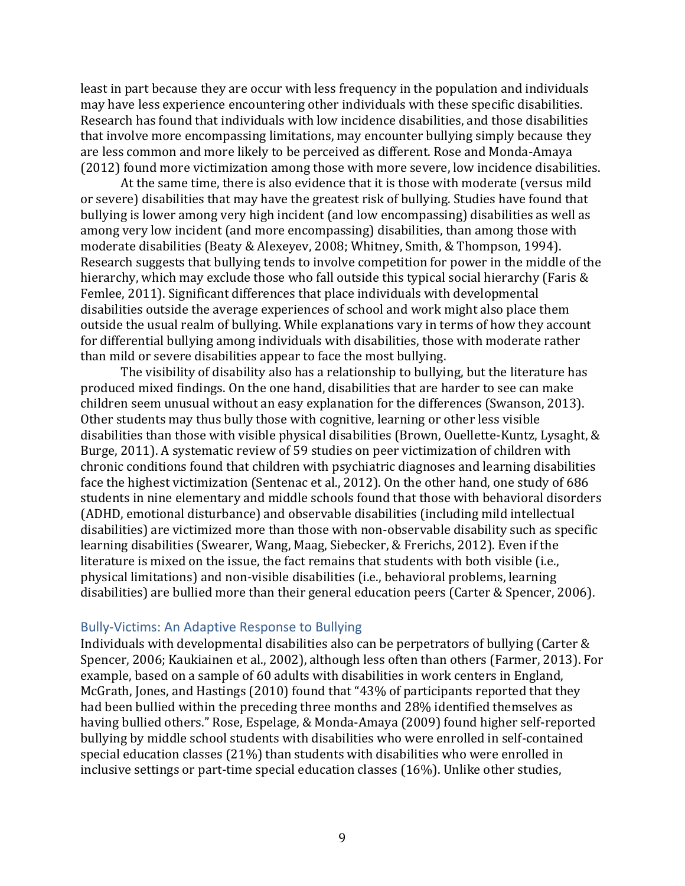least in part because they are occur with less frequency in the population and individuals may have less experience encountering other individuals with these specific disabilities. Research has found that individuals with low incidence disabilities, and those disabilities that involve more encompassing limitations, may encounter bullying simply because they are less common and more likely to be perceived as different. Rose and Monda-Amaya (2012) found more victimization among those with more severe, low incidence disabilities.

At the same time, there is also evidence that it is those with moderate (versus mild or severe) disabilities that may have the greatest risk of bullying. Studies have found that bullying is lower among very high incident (and low encompassing) disabilities as well as among very low incident (and more encompassing) disabilities, than among those with moderate disabilities (Beaty & Alexeyev, 2008; Whitney, Smith, & Thompson, 1994). Research suggests that bullying tends to involve competition for power in the middle of the hierarchy, which may exclude those who fall outside this typical social hierarchy (Faris & Femlee, 2011). Significant differences that place individuals with developmental disabilities outside the average experiences of school and work might also place them outside the usual realm of bullying. While explanations vary in terms of how they account for differential bullying among individuals with disabilities, those with moderate rather than mild or severe disabilities appear to face the most bullying.

The visibility of disability also has a relationship to bullying, but the literature has produced mixed findings. On the one hand, disabilities that are harder to see can make children seem unusual without an easy explanation for the differences (Swanson, 2013). Other students may thus bully those with cognitive, learning or other less visible disabilities than those with visible physical disabilities (Brown, Ouellette-Kuntz, Lysaght, & Burge, 2011). A systematic review of 59 studies on peer victimization of children with chronic conditions found that children with psychiatric diagnoses and learning disabilities face the highest victimization (Sentenac et al., 2012). On the other hand, one study of 686 students in nine elementary and middle schools found that those with behavioral disorders (ADHD, emotional disturbance) and observable disabilities (including mild intellectual disabilities) are victimized more than those with non-observable disability such as specific learning disabilities (Swearer, Wang, Maag, Siebecker, & Frerichs, 2012). Even if the literature is mixed on the issue, the fact remains that students with both visible (i.e., physical limitations) and non-visible disabilities (i.e., behavioral problems, learning disabilities) are bullied more than their general education peers (Carter & Spencer, 2006).

## Bully-Victims: An Adaptive Response to Bullying

Individuals with developmental disabilities also can be perpetrators of bullying (Carter & Spencer, 2006; Kaukiainen et al., 2002), although less often than others (Farmer, 2013). For example, based on a sample of 60 adults with disabilities in work centers in England, McGrath, Jones, and Hastings (2010) found that "43% of participants reported that they had been bullied within the preceding three months and 28% identified themselves as having bullied others." Rose, Espelage, & Monda-Amaya (2009) found higher self-reported bullying by middle school students with disabilities who were enrolled in self-contained special education classes (21%) than students with disabilities who were enrolled in inclusive settings or part-time special education classes (16%). Unlike other studies,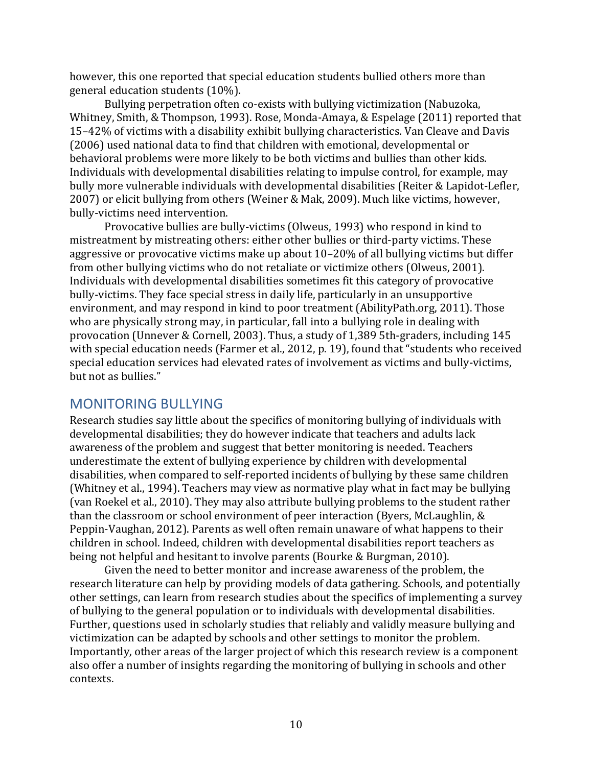however, this one reported that special education students bullied others more than general education students (10%).

Bullying perpetration often co-exists with bullying victimization (Nabuzoka, Whitney, Smith, & Thompson, 1993). Rose, Monda-Amaya, & Espelage (2011) reported that 15–42% of victims with a disability exhibit bullying characteristics. Van Cleave and Davis (2006) used national data to find that children with emotional, developmental or behavioral problems were more likely to be both victims and bullies than other kids. Individuals with developmental disabilities relating to impulse control, for example, may bully more vulnerable individuals with developmental disabilities (Reiter & Lapidot-Lefler, 2007) or elicit bullying from others (Weiner & Mak, 2009). Much like victims, however, bully-victims need intervention.

Provocative bullies are bully-victims (Olweus, 1993) who respond in kind to mistreatment by mistreating others: either other bullies or third-party victims. These aggressive or provocative victims make up about 10–20% of all bullying victims but differ from other bullying victims who do not retaliate or victimize others (Olweus, 2001). Individuals with developmental disabilities sometimes fit this category of provocative bully-victims. They face special stress in daily life, particularly in an unsupportive environment, and may respond in kind to poor treatment (AbilityPath.org, 2011). Those who are physically strong may, in particular, fall into a bullying role in dealing with provocation (Unnever & Cornell, 2003). Thus, a study of 1,389 5th-graders, including 145 with special education needs (Farmer et al., 2012, p. 19), found that "students who received special education services had elevated rates of involvement as victims and bully-victims, but not as bullies."

## MONITORING BULLYING

Research studies say little about the specifics of monitoring bullying of individuals with developmental disabilities; they do however indicate that teachers and adults lack awareness of the problem and suggest that better monitoring is needed. Teachers underestimate the extent of bullying experience by children with developmental disabilities, when compared to self-reported incidents of bullying by these same children (Whitney et al., 1994). Teachers may view as normative play what in fact may be bullying (van Roekel et al., 2010). They may also attribute bullying problems to the student rather than the classroom or school environment of peer interaction (Byers, McLaughlin, & Peppin-Vaughan, 2012). Parents as well often remain unaware of what happens to their children in school. Indeed, children with developmental disabilities report teachers as being not helpful and hesitant to involve parents (Bourke & Burgman, 2010).

Given the need to better monitor and increase awareness of the problem, the research literature can help by providing models of data gathering. Schools, and potentially other settings, can learn from research studies about the specifics of implementing a survey of bullying to the general population or to individuals with developmental disabilities. Further, questions used in scholarly studies that reliably and validly measure bullying and victimization can be adapted by schools and other settings to monitor the problem. Importantly, other areas of the larger project of which this research review is a component also offer a number of insights regarding the monitoring of bullying in schools and other contexts.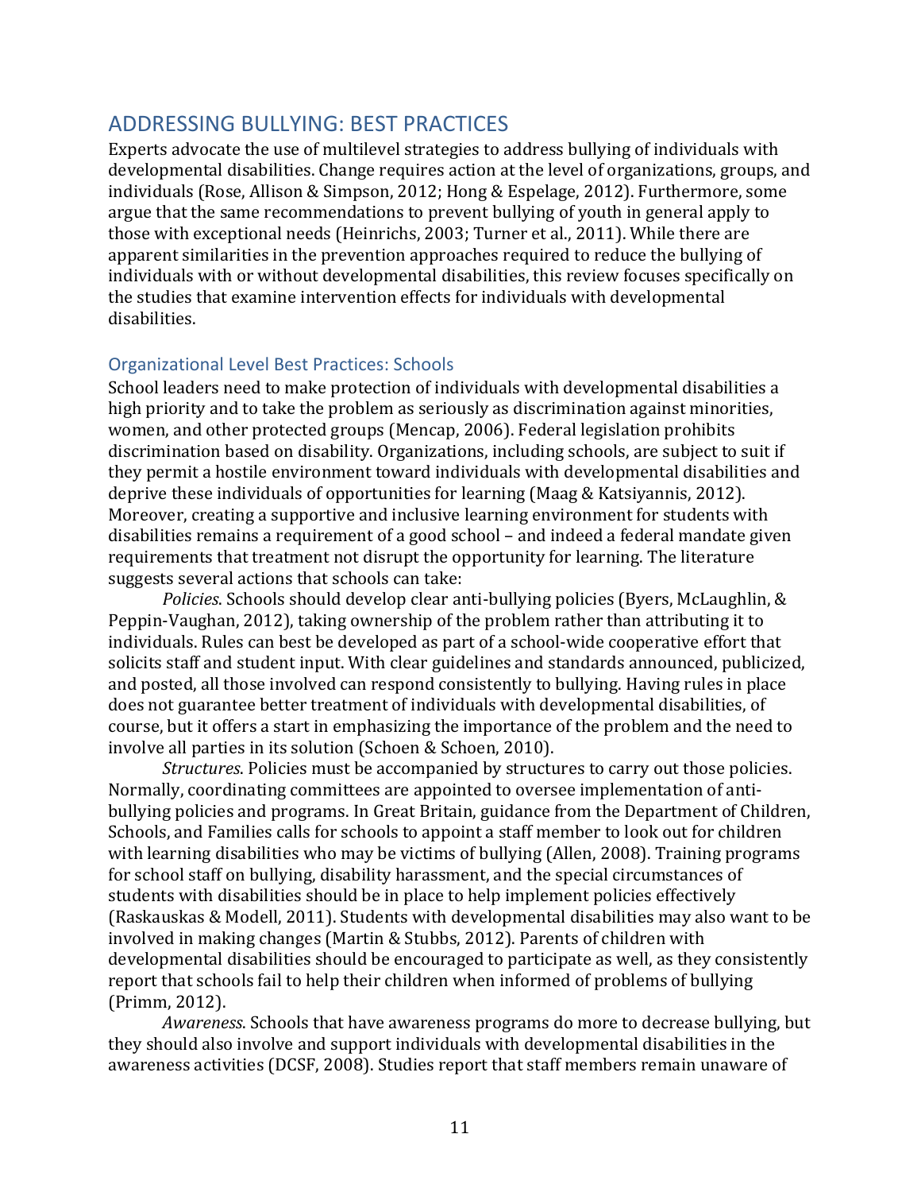## ADDRESSING BULLYING: BEST PRACTICES

Experts advocate the use of multilevel strategies to address bullying of individuals with developmental disabilities. Change requires action at the level of organizations, groups, and individuals (Rose, Allison & Simpson, 2012; Hong & Espelage, 2012). Furthermore, some argue that the same recommendations to prevent bullying of youth in general apply to those with exceptional needs (Heinrichs, 2003; Turner et al., 2011). While there are apparent similarities in the prevention approaches required to reduce the bullying of individuals with or without developmental disabilities, this review focuses specifically on the studies that examine intervention effects for individuals with developmental disabilities.

### Organizational Level Best Practices: Schools

School leaders need to make protection of individuals with developmental disabilities a high priority and to take the problem as seriously as discrimination against minorities, women, and other protected groups (Mencap, 2006). Federal legislation prohibits discrimination based on disability. Organizations, including schools, are subject to suit if they permit a hostile environment toward individuals with developmental disabilities and deprive these individuals of opportunities for learning (Maag & Katsiyannis, 2012). Moreover, creating a supportive and inclusive learning environment for students with disabilities remains a requirement of a good school – and indeed a federal mandate given requirements that treatment not disrupt the opportunity for learning. The literature suggests several actions that schools can take:

*Policies*. Schools should develop clear anti-bullying policies (Byers, McLaughlin, & Peppin-Vaughan, 2012), taking ownership of the problem rather than attributing it to individuals. Rules can best be developed as part of a school-wide cooperative effort that solicits staff and student input. With clear guidelines and standards announced, publicized, and posted, all those involved can respond consistently to bullying. Having rules in place does not guarantee better treatment of individuals with developmental disabilities, of course, but it offers a start in emphasizing the importance of the problem and the need to involve all parties in its solution (Schoen & Schoen, 2010).

*Structures*. Policies must be accompanied by structures to carry out those policies. Normally, coordinating committees are appointed to oversee implementation of anti-bullying policies and programs. In Great Britain, guidance from the Department of Children, Schools, and Families calls for schools to appoint a staff member to look out for children with learning disabilities who may be victims of bullying (Allen, 2008). Training programs for school staff on bullying, disability harassment, and the special circumstances of students with disabilities should be in place to help implement policies effectively (Raskauskas & Modell, 2011). Students with developmental disabilities may also want to be involved in making changes (Martin & Stubbs, 2012). Parents of children with developmental disabilities should be encouraged to participate as well, as they consistently report that schools fail to help their children when informed of problems of bullying (Primm, 2012).

*Awareness*. Schools that have awareness programs do more to decrease bullying, but they should also involve and support individuals with developmental disabilities in the awareness activities (DCSF, 2008). Studies report that staff members remain unaware of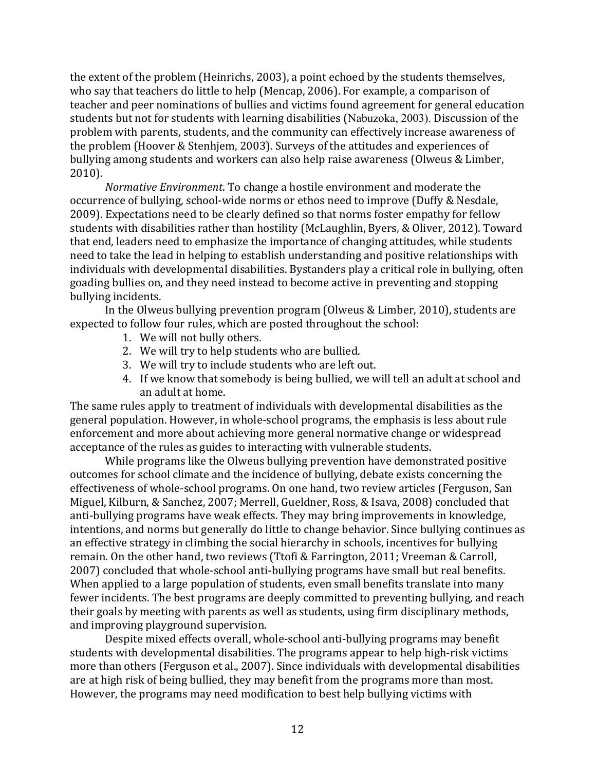the extent of the problem (Heinrichs, 2003), a point echoed by the students themselves, who say that teachers do little to help (Mencap, 2006). For example, a comparison of teacher and peer nominations of bullies and victims found agreement for general education students but not for students with learning disabilities (Nabuzoka, 2003). Discussion of the problem with parents, students, and the community can effectively increase awareness of the problem (Hoover & Stenhjem, 2003). Surveys of the attitudes and experiences of bullying among students and workers can also help raise awareness (Olweus & Limber, 2010).

*Normative Environment*. To change a hostile environment and moderate the occurrence of bullying, school-wide norms or ethos need to improve (Duffy & Nesdale, 2009). Expectations need to be clearly defined so that norms foster empathy for fellow students with disabilities rather than hostility (McLaughlin, Byers, & Oliver, 2012). Toward that end, leaders need to emphasize the importance of changing attitudes, while students need to take the lead in helping to establish understanding and positive relationships with individuals with developmental disabilities. Bystanders play a critical role in bullying, often goading bullies on, and they need instead to become active in preventing and stopping bullying incidents.

In the Olweus bullying prevention program (Olweus & Limber, 2010), students are expected to follow four rules, which are posted throughout the school:

1. We will not bully others.
2. We will try to help students who are bullied.
3. We will try to include students who are left out.
4. If we know that somebody is being bullied, we will tell an adult at school and an adult at home.

The same rules apply to treatment of individuals with developmental disabilities as the general population. However, in whole-school programs, the emphasis is less about rule enforcement and more about achieving more general normative change or widespread acceptance of the rules as guides to interacting with vulnerable students.

While programs like the Olweus bullying prevention have demonstrated positive outcomes for school climate and the incidence of bullying, debate exists concerning the effectiveness of whole-school programs. On one hand, two review articles (Ferguson, San Miguel, Kilburn, & Sanchez, 2007; Merrell, Gueldner, Ross, & Isava, 2008) concluded that anti-bullying programs have weak effects. They may bring improvements in knowledge, intentions, and norms but generally do little to change behavior. Since bullying continues as an effective strategy in climbing the social hierarchy in schools, incentives for bullying remain. On the other hand, two reviews (Ttofi & Farrington, 2011; Vreeman & Carroll, 2007) concluded that whole-school anti-bullying programs have small but real benefits. When applied to a large population of students, even small benefits translate into many fewer incidents. The best programs are deeply committed to preventing bullying, and reach their goals by meeting with parents as well as students, using firm disciplinary methods, and improving playground supervision.

Despite mixed effects overall, whole-school anti-bullying programs may benefit students with developmental disabilities. The programs appear to help high-risk victims more than others (Ferguson et al., 2007). Since individuals with developmental disabilities are at high risk of being bullied, they may benefit from the programs more than most. However, the programs may need modification to best help bullying victims with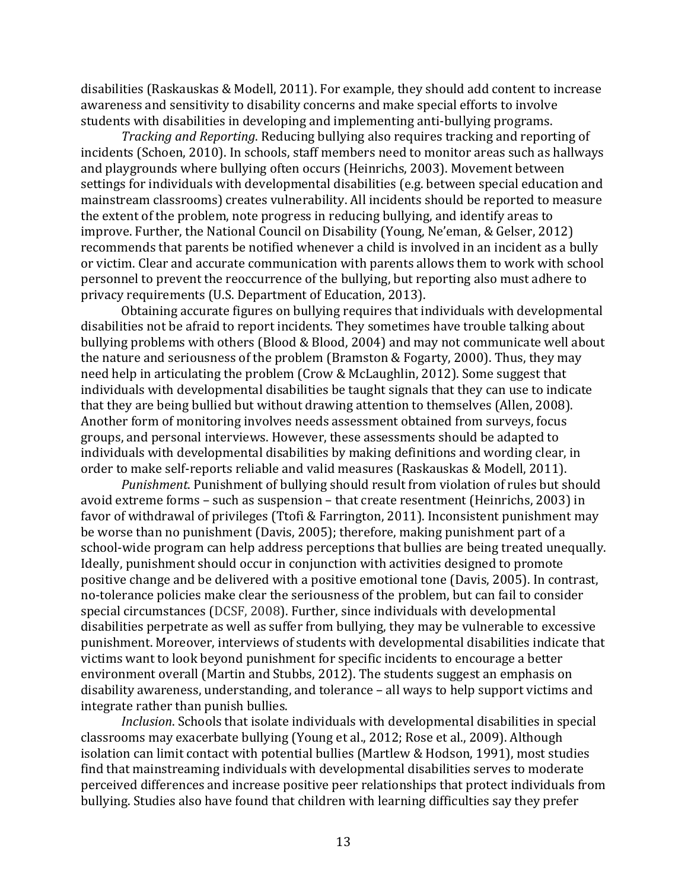disabilities (Raskauskas & Modell, 2011). For example, they should add content to increase awareness and sensitivity to disability concerns and make special efforts to involve students with disabilities in developing and implementing anti-bullying programs.

*Tracking and Reporting*. Reducing bullying also requires tracking and reporting of incidents (Schoen, 2010). In schools, staff members need to monitor areas such as hallways and playgrounds where bullying often occurs (Heinrichs, 2003). Movement between settings for individuals with developmental disabilities (e.g. between special education and mainstream classrooms) creates vulnerability. All incidents should be reported to measure the extent of the problem, note progress in reducing bullying, and identify areas to improve. Further, the National Council on Disability (Young, Ne'eman, & Gelser, 2012) recommends that parents be notified whenever a child is involved in an incident as a bully or victim. Clear and accurate communication with parents allows them to work with school personnel to prevent the reoccurrence of the bullying, but reporting also must adhere to privacy requirements (U.S. Department of Education, 2013).

Obtaining accurate figures on bullying requires that individuals with developmental disabilities not be afraid to report incidents. They sometimes have trouble talking about bullying problems with others (Blood & Blood, 2004) and may not communicate well about the nature and seriousness of the problem (Bramston & Fogarty, 2000). Thus, they may need help in articulating the problem (Crow & McLaughlin, 2012). Some suggest that individuals with developmental disabilities be taught signals that they can use to indicate that they are being bullied but without drawing attention to themselves (Allen, 2008). Another form of monitoring involves needs assessment obtained from surveys, focus groups, and personal interviews. However, these assessments should be adapted to individuals with developmental disabilities by making definitions and wording clear, in order to make self-reports reliable and valid measures (Raskauskas & Modell, 2011).

*Punishment*. Punishment of bullying should result from violation of rules but should avoid extreme forms – such as suspension – that create resentment (Heinrichs, 2003) in favor of withdrawal of privileges (Ttofi & Farrington, 2011). Inconsistent punishment may be worse than no punishment (Davis, 2005); therefore, making punishment part of a school-wide program can help address perceptions that bullies are being treated unequally. Ideally, punishment should occur in conjunction with activities designed to promote positive change and be delivered with a positive emotional tone (Davis, 2005). In contrast, no-tolerance policies make clear the seriousness of the problem, but can fail to consider special circumstances (DCSF, 2008). Further, since individuals with developmental disabilities perpetrate as well as suffer from bullying, they may be vulnerable to excessive punishment. Moreover, interviews of students with developmental disabilities indicate that victims want to look beyond punishment for specific incidents to encourage a better environment overall (Martin and Stubbs, 2012). The students suggest an emphasis on disability awareness, understanding, and tolerance – all ways to help support victims and integrate rather than punish bullies.

*Inclusion*. Schools that isolate individuals with developmental disabilities in special classrooms may exacerbate bullying (Young et al., 2012; Rose et al., 2009). Although isolation can limit contact with potential bullies (Martlew & Hodson, 1991), most studies find that mainstreaming individuals with developmental disabilities serves to moderate perceived differences and increase positive peer relationships that protect individuals from bullying. Studies also have found that children with learning difficulties say they prefer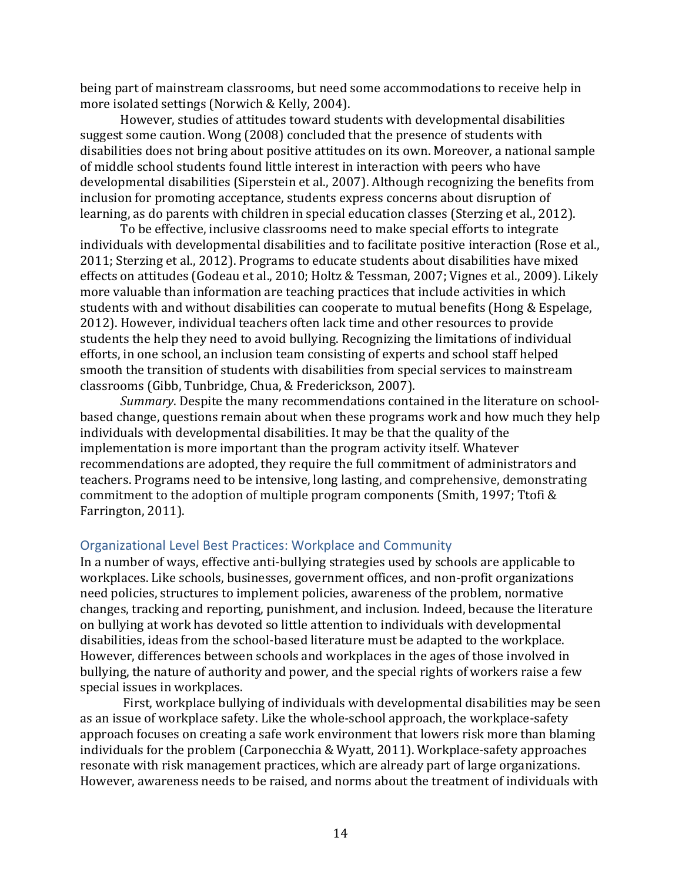being part of mainstream classrooms, but need some accommodations to receive help in more isolated settings (Norwich & Kelly, 2004).

However, studies of attitudes toward students with developmental disabilities suggest some caution. Wong (2008) concluded that the presence of students with disabilities does not bring about positive attitudes on its own. Moreover, a national sample of middle school students found little interest in interaction with peers who have developmental disabilities (Siperstein et al., 2007). Although recognizing the benefits from inclusion for promoting acceptance, students express concerns about disruption of learning, as do parents with children in special education classes (Sterzing et al., 2012).

To be effective, inclusive classrooms need to make special efforts to integrate individuals with developmental disabilities and to facilitate positive interaction (Rose et al., 2011; Sterzing et al., 2012). Programs to educate students about disabilities have mixed effects on attitudes (Godeau et al., 2010; Holtz & Tessman, 2007; Vignes et al., 2009). Likely more valuable than information are teaching practices that include activities in which students with and without disabilities can cooperate to mutual benefits (Hong & Espelage, 2012). However, individual teachers often lack time and other resources to provide students the help they need to avoid bullying. Recognizing the limitations of individual efforts, in one school, an inclusion team consisting of experts and school staff helped smooth the transition of students with disabilities from special services to mainstream classrooms (Gibb, Tunbridge, Chua, & Frederickson, 2007).

*Summary*. Despite the many recommendations contained in the literature on school-based change, questions remain about when these programs work and how much they help individuals with developmental disabilities. It may be that the quality of the implementation is more important than the program activity itself. Whatever recommendations are adopted, they require the full commitment of administrators and teachers. Programs need to be intensive, long lasting, and comprehensive, demonstrating commitment to the adoption of multiple program components (Smith, 1997; Ttofi & Farrington, 2011).

## Organizational Level Best Practices: Workplace and Community

In a number of ways, effective anti-bullying strategies used by schools are applicable to workplaces. Like schools, businesses, government offices, and non-profit organizations need policies, structures to implement policies, awareness of the problem, normative changes, tracking and reporting, punishment, and inclusion. Indeed, because the literature on bullying at work has devoted so little attention to individuals with developmental disabilities, ideas from the school-based literature must be adapted to the workplace. However, differences between schools and workplaces in the ages of those involved in bullying, the nature of authority and power, and the special rights of workers raise a few special issues in workplaces.

First, workplace bullying of individuals with developmental disabilities may be seen as an issue of workplace safety. Like the whole-school approach, the workplace-safety approach focuses on creating a safe work environment that lowers risk more than blaming individuals for the problem (Carponecchia & Wyatt, 2011). Workplace-safety approaches resonate with risk management practices, which are already part of large organizations. However, awareness needs to be raised, and norms about the treatment of individuals with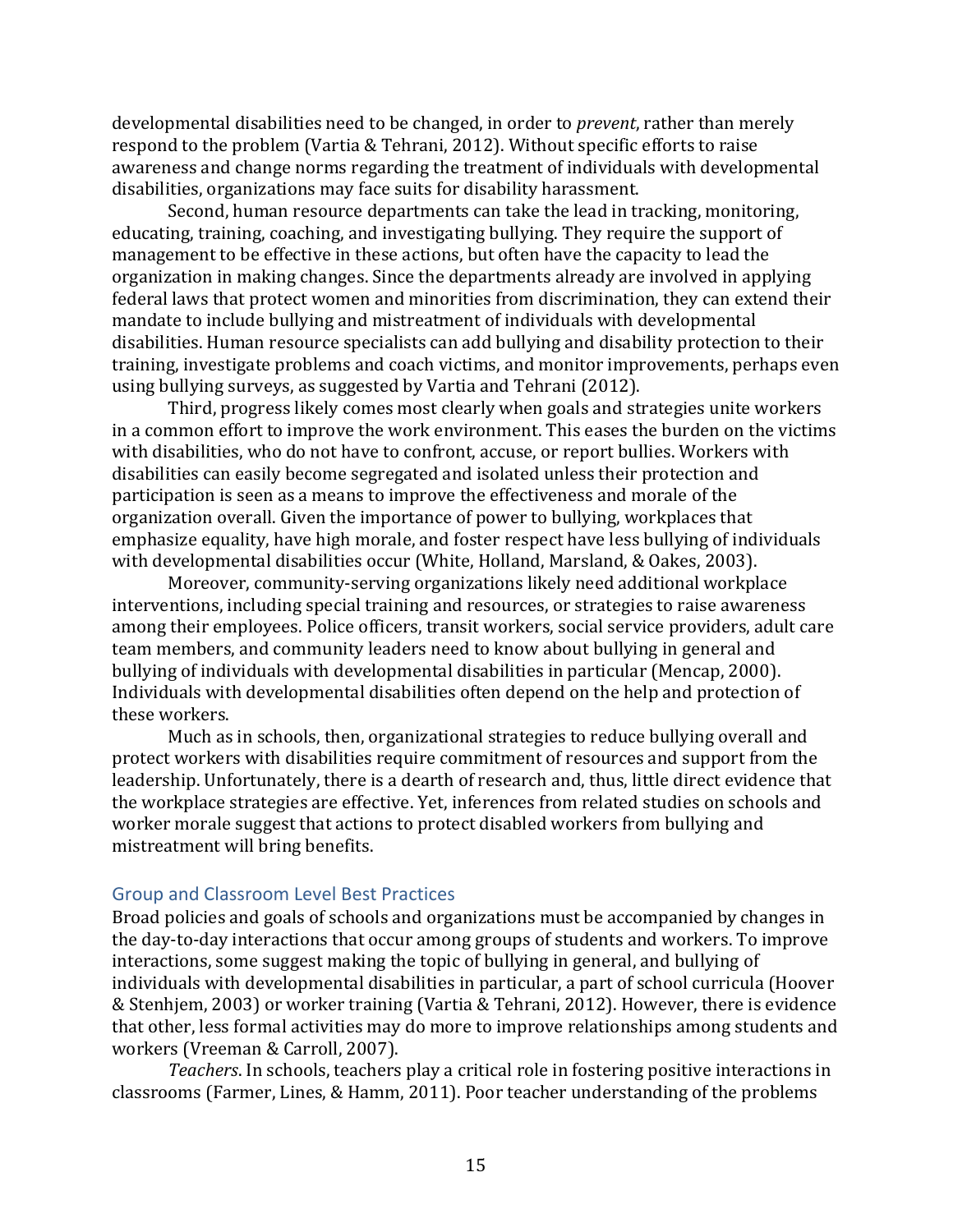developmental disabilities need to be changed, in order to *prevent*, rather than merely respond to the problem (Vartia & Tehrani, 2012). Without specific efforts to raise awareness and change norms regarding the treatment of individuals with developmental disabilities, organizations may face suits for disability harassment.

Second, human resource departments can take the lead in tracking, monitoring, educating, training, coaching, and investigating bullying. They require the support of management to be effective in these actions, but often have the capacity to lead the organization in making changes. Since the departments already are involved in applying federal laws that protect women and minorities from discrimination, they can extend their mandate to include bullying and mistreatment of individuals with developmental disabilities. Human resource specialists can add bullying and disability protection to their training, investigate problems and coach victims, and monitor improvements, perhaps even using bullying surveys, as suggested by Vartia and Tehrani (2012).

Third, progress likely comes most clearly when goals and strategies unite workers in a common effort to improve the work environment. This eases the burden on the victims with disabilities, who do not have to confront, accuse, or report bullies. Workers with disabilities can easily become segregated and isolated unless their protection and participation is seen as a means to improve the effectiveness and morale of the organization overall. Given the importance of power to bullying, workplaces that emphasize equality, have high morale, and foster respect have less bullying of individuals with developmental disabilities occur (White, Holland, Marsland, & Oakes, 2003).

Moreover, community-serving organizations likely need additional workplace interventions, including special training and resources, or strategies to raise awareness among their employees. Police officers, transit workers, social service providers, adult care team members, and community leaders need to know about bullying in general and bullying of individuals with developmental disabilities in particular (Mencap, 2000). Individuals with developmental disabilities often depend on the help and protection of these workers.

Much as in schools, then, organizational strategies to reduce bullying overall and protect workers with disabilities require commitment of resources and support from the leadership. Unfortunately, there is a dearth of research and, thus, little direct evidence that the workplace strategies are effective. Yet, inferences from related studies on schools and worker morale suggest that actions to protect disabled workers from bullying and mistreatment will bring benefits.

## Group and Classroom Level Best Practices

Broad policies and goals of schools and organizations must be accompanied by changes in the day-to-day interactions that occur among groups of students and workers. To improve interactions, some suggest making the topic of bullying in general, and bullying of individuals with developmental disabilities in particular, a part of school curricula (Hoover & Stenhjem, 2003) or worker training (Vartia & Tehrani, 2012). However, there is evidence that other, less formal activities may do more to improve relationships among students and workers (Vreeman & Carroll, 2007).

*Teachers*. In schools, teachers play a critical role in fostering positive interactions in classrooms (Farmer, Lines, & Hamm, 2011). Poor teacher understanding of the problems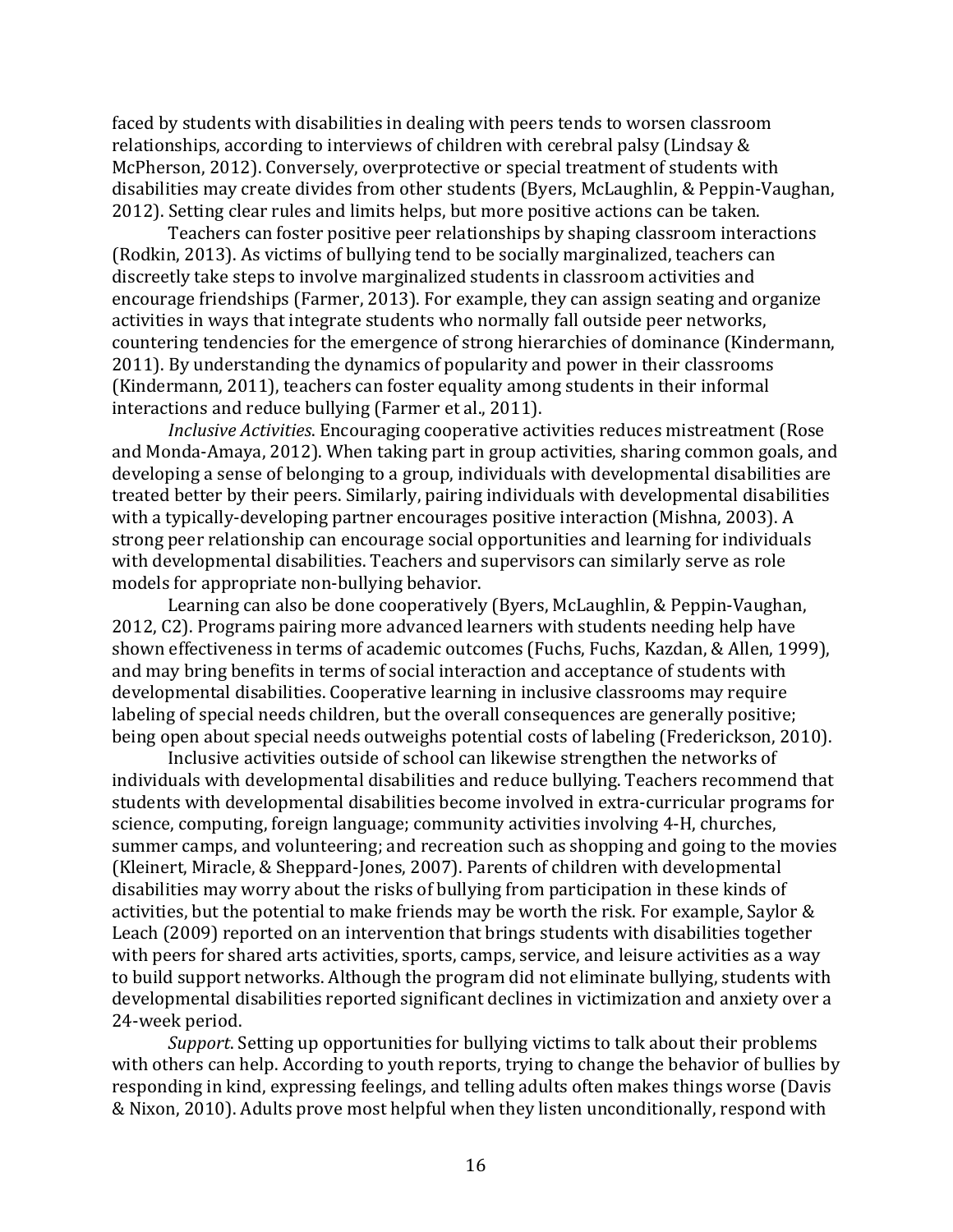faced by students with disabilities in dealing with peers tends to worsen classroom relationships, according to interviews of children with cerebral palsy (Lindsay & McPherson, 2012). Conversely, overprotective or special treatment of students with disabilities may create divides from other students (Byers, McLaughlin, & Peppin-Vaughan, 2012). Setting clear rules and limits helps, but more positive actions can be taken.

Teachers can foster positive peer relationships by shaping classroom interactions (Rodkin, 2013). As victims of bullying tend to be socially marginalized, teachers can discreetly take steps to involve marginalized students in classroom activities and encourage friendships (Farmer, 2013). For example, they can assign seating and organize activities in ways that integrate students who normally fall outside peer networks, countering tendencies for the emergence of strong hierarchies of dominance (Kindermann, 2011). By understanding the dynamics of popularity and power in their classrooms (Kindermann, 2011), teachers can foster equality among students in their informal interactions and reduce bullying (Farmer et al., 2011).

*Inclusive Activities*. Encouraging cooperative activities reduces mistreatment (Rose and Monda-Amaya, 2012). When taking part in group activities, sharing common goals, and developing a sense of belonging to a group, individuals with developmental disabilities are treated better by their peers. Similarly, pairing individuals with developmental disabilities with a typically-developing partner encourages positive interaction (Mishna, 2003). A strong peer relationship can encourage social opportunities and learning for individuals with developmental disabilities. Teachers and supervisors can similarly serve as role models for appropriate non-bullying behavior.

Learning can also be done cooperatively (Byers, McLaughlin, & Peppin-Vaughan, 2012, C2). Programs pairing more advanced learners with students needing help have shown effectiveness in terms of academic outcomes (Fuchs, Fuchs, Kazdan, & Allen, 1999), and may bring benefits in terms of social interaction and acceptance of students with developmental disabilities. Cooperative learning in inclusive classrooms may require labeling of special needs children, but the overall consequences are generally positive; being open about special needs outweighs potential costs of labeling (Frederickson, 2010).

Inclusive activities outside of school can likewise strengthen the networks of individuals with developmental disabilities and reduce bullying. Teachers recommend that students with developmental disabilities become involved in extra-curricular programs for science, computing, foreign language; community activities involving 4-H, churches, summer camps, and volunteering; and recreation such as shopping and going to the movies (Kleinert, Miracle, & Sheppard-Jones, 2007). Parents of children with developmental disabilities may worry about the risks of bullying from participation in these kinds of activities, but the potential to make friends may be worth the risk. For example, Saylor & Leach (2009) reported on an intervention that brings students with disabilities together with peers for shared arts activities, sports, camps, service, and leisure activities as a way to build support networks. Although the program did not eliminate bullying, students with developmental disabilities reported significant declines in victimization and anxiety over a 24-week period.

*Support*. Setting up opportunities for bullying victims to talk about their problems with others can help. According to youth reports, trying to change the behavior of bullies by responding in kind, expressing feelings, and telling adults often makes things worse (Davis & Nixon, 2010). Adults prove most helpful when they listen unconditionally, respond with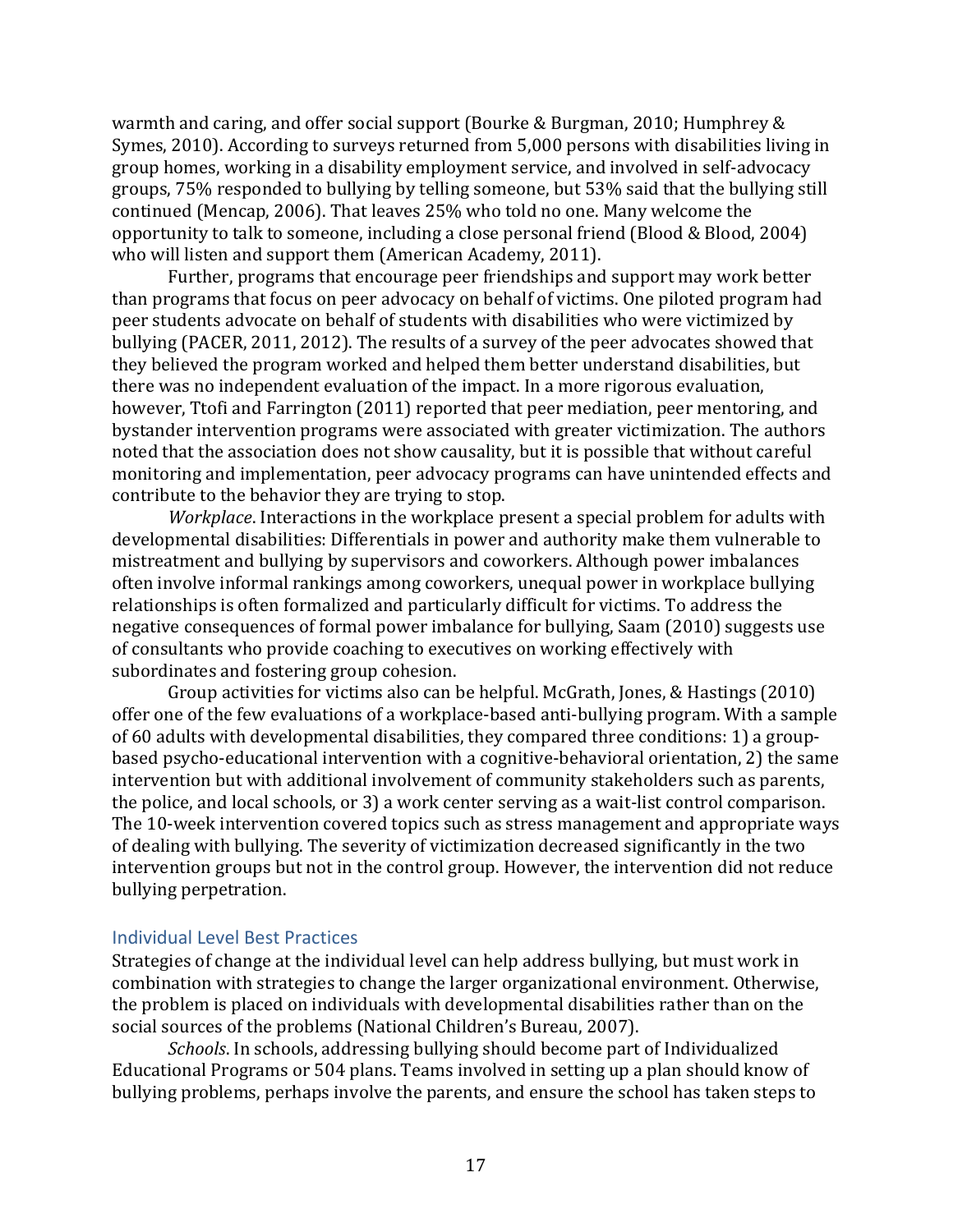warmth and caring, and offer social support (Bourke & Burgman, 2010; Humphrey & Symes, 2010). According to surveys returned from 5,000 persons with disabilities living in group homes, working in a disability employment service, and involved in self-advocacy groups, 75% responded to bullying by telling someone, but 53% said that the bullying still continued (Mencap, 2006). That leaves 25% who told no one. Many welcome the opportunity to talk to someone, including a close personal friend (Blood & Blood, 2004) who will listen and support them (American Academy, 2011).

Further, programs that encourage peer friendships and support may work better than programs that focus on peer advocacy on behalf of victims. One piloted program had peer students advocate on behalf of students with disabilities who were victimized by bullying (PACER, 2011, 2012). The results of a survey of the peer advocates showed that they believed the program worked and helped them better understand disabilities, but there was no independent evaluation of the impact. In a more rigorous evaluation, however, Ttofi and Farrington (2011) reported that peer mediation, peer mentoring, and bystander intervention programs were associated with greater victimization. The authors noted that the association does not show causality, but it is possible that without careful monitoring and implementation, peer advocacy programs can have unintended effects and contribute to the behavior they are trying to stop.

*Workplace*. Interactions in the workplace present a special problem for adults with developmental disabilities: Differentials in power and authority make them vulnerable to mistreatment and bullying by supervisors and coworkers. Although power imbalances often involve informal rankings among coworkers, unequal power in workplace bullying relationships is often formalized and particularly difficult for victims. To address the negative consequences of formal power imbalance for bullying, Saam (2010) suggests use of consultants who provide coaching to executives on working effectively with subordinates and fostering group cohesion.

Group activities for victims also can be helpful. McGrath, Jones, & Hastings (2010) offer one of the few evaluations of a workplace-based anti-bullying program. With a sample of 60 adults with developmental disabilities, they compared three conditions: 1) a group-based psycho-educational intervention with a cognitive-behavioral orientation, 2) the same intervention but with additional involvement of community stakeholders such as parents, the police, and local schools, or 3) a work center serving as a wait-list control comparison. The 10-week intervention covered topics such as stress management and appropriate ways of dealing with bullying. The severity of victimization decreased significantly in the two intervention groups but not in the control group. However, the intervention did not reduce bullying perpetration.

## Individual Level Best Practices

Strategies of change at the individual level can help address bullying, but must work in combination with strategies to change the larger organizational environment. Otherwise, the problem is placed on individuals with developmental disabilities rather than on the social sources of the problems (National Children's Bureau, 2007).

*Schools*. In schools, addressing bullying should become part of Individualized Educational Programs or 504 plans. Teams involved in setting up a plan should know of bullying problems, perhaps involve the parents, and ensure the school has taken steps to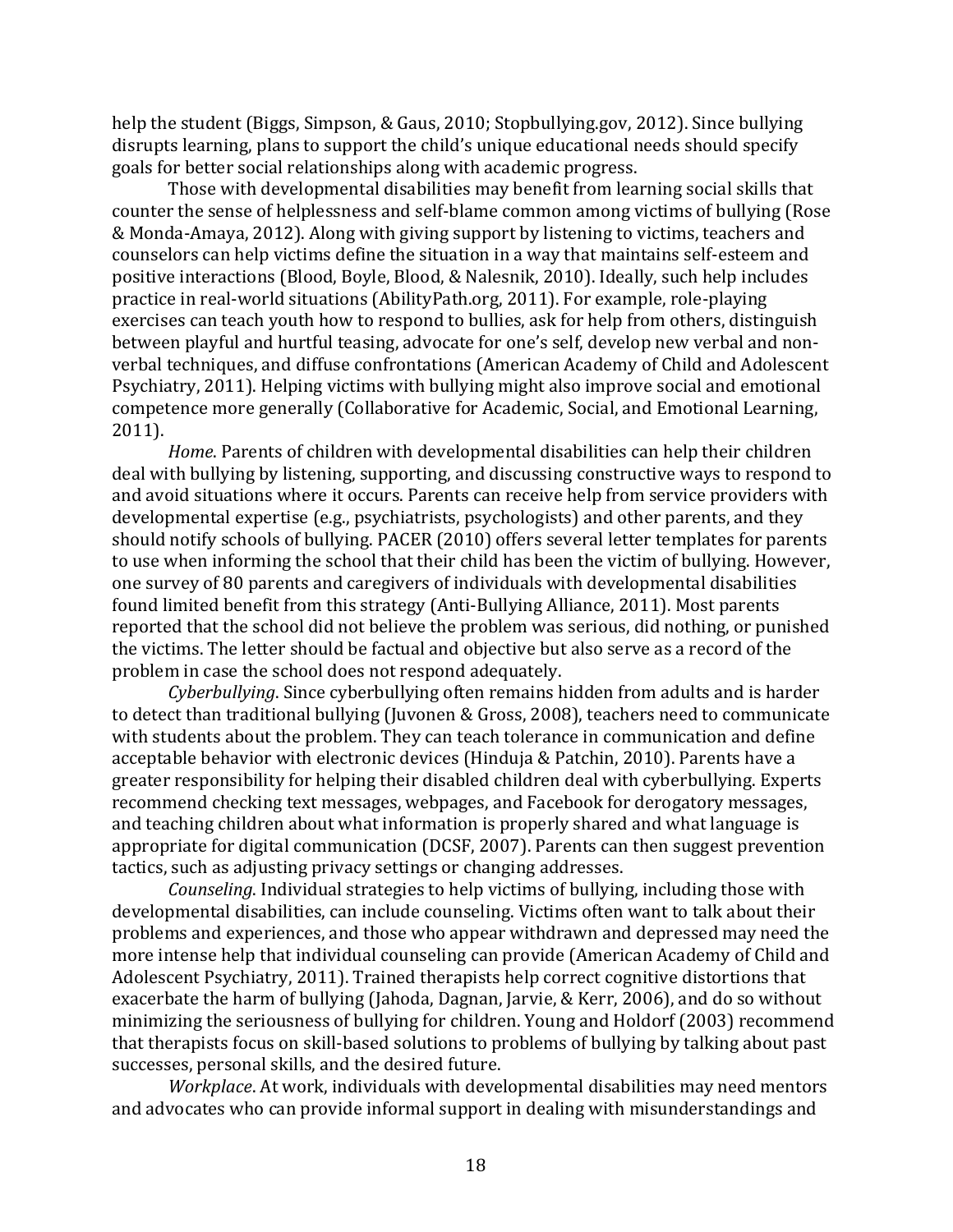help the student (Biggs, Simpson, & Gaus, 2010; Stopbullying.gov, 2012). Since bullying disrupts learning, plans to support the child's unique educational needs should specify goals for better social relationships along with academic progress.

Those with developmental disabilities may benefit from learning social skills that counter the sense of helplessness and self-blame common among victims of bullying (Rose & Monda-Amaya, 2012). Along with giving support by listening to victims, teachers and counselors can help victims define the situation in a way that maintains self-esteem and positive interactions (Blood, Boyle, Blood, & Nalesnik, 2010). Ideally, such help includes practice in real-world situations (AbilityPath.org, 2011). For example, role-playing exercises can teach youth how to respond to bullies, ask for help from others, distinguish between playful and hurtful teasing, advocate for one's self, develop new verbal and non-verbal techniques, and diffuse confrontations (American Academy of Child and Adolescent Psychiatry, 2011). Helping victims with bullying might also improve social and emotional competence more generally (Collaborative for Academic, Social, and Emotional Learning, 2011).

*Home*. Parents of children with developmental disabilities can help their children deal with bullying by listening, supporting, and discussing constructive ways to respond to and avoid situations where it occurs. Parents can receive help from service providers with developmental expertise (e.g., psychiatrists, psychologists) and other parents, and they should notify schools of bullying. PACER (2010) offers several letter templates for parents to use when informing the school that their child has been the victim of bullying. However, one survey of 80 parents and caregivers of individuals with developmental disabilities found limited benefit from this strategy (Anti-Bullying Alliance, 2011). Most parents reported that the school did not believe the problem was serious, did nothing, or punished the victims. The letter should be factual and objective but also serve as a record of the problem in case the school does not respond adequately.

*Cyberbullying*. Since cyberbullying often remains hidden from adults and is harder to detect than traditional bullying (Juvonen & Gross, 2008), teachers need to communicate with students about the problem. They can teach tolerance in communication and define acceptable behavior with electronic devices (Hinduja & Patchin, 2010). Parents have a greater responsibility for helping their disabled children deal with cyberbullying. Experts recommend checking text messages, webpages, and Facebook for derogatory messages, and teaching children about what information is properly shared and what language is appropriate for digital communication (DCSF, 2007). Parents can then suggest prevention tactics, such as adjusting privacy settings or changing addresses.

*Counseling*. Individual strategies to help victims of bullying, including those with developmental disabilities, can include counseling. Victims often want to talk about their problems and experiences, and those who appear withdrawn and depressed may need the more intense help that individual counseling can provide (American Academy of Child and Adolescent Psychiatry, 2011). Trained therapists help correct cognitive distortions that exacerbate the harm of bullying (Jahoda, Dagnan, Jarvie, & Kerr, 2006), and do so without minimizing the seriousness of bullying for children. Young and Holdorf (2003) recommend that therapists focus on skill-based solutions to problems of bullying by talking about past successes, personal skills, and the desired future.

*Workplace*. At work, individuals with developmental disabilities may need mentors and advocates who can provide informal support in dealing with misunderstandings and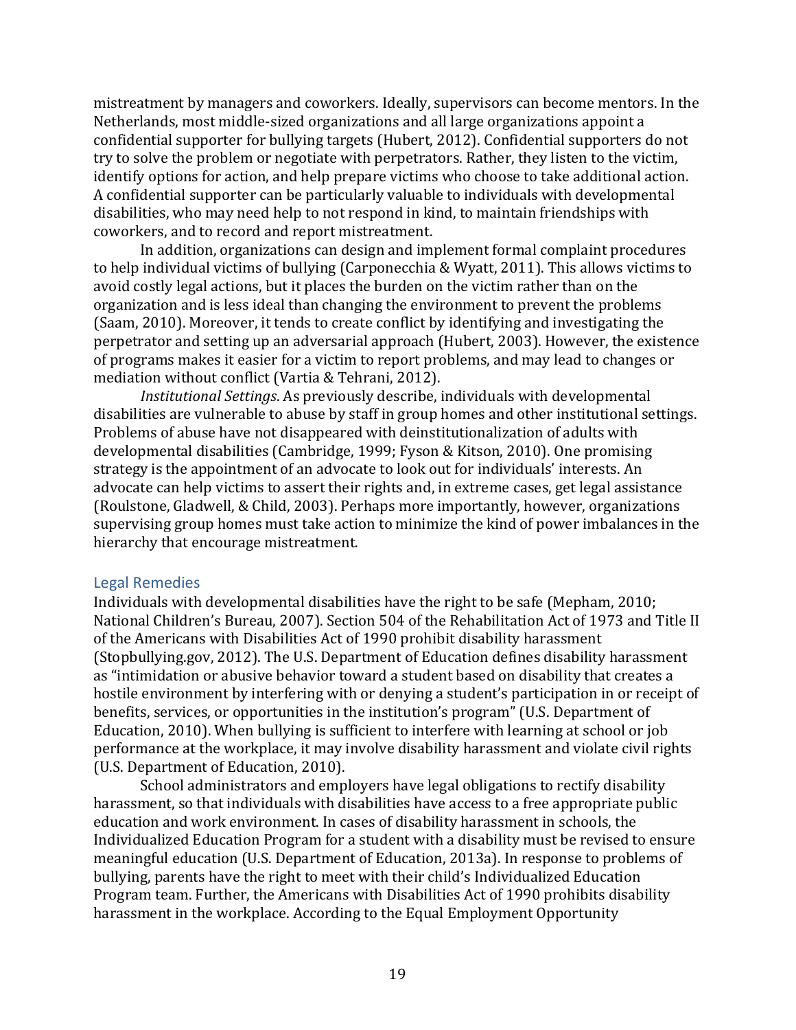mistreatment by managers and coworkers. Ideally, supervisors can become mentors. In the Netherlands, most middle-sized organizations and all large organizations appoint a confidential supporter for bullying targets (Hubert, 2012). Confidential supporters do not try to solve the problem or negotiate with perpetrators. Rather, they listen to the victim, identify options for action, and help prepare victims who choose to take additional action. A confidential supporter can be particularly valuable to individuals with developmental disabilities, who may need help to not respond in kind, to maintain friendships with coworkers, and to record and report mistreatment.

In addition, organizations can design and implement formal complaint procedures to help individual victims of bullying (Carponecchia & Wyatt, 2011). This allows victims to avoid costly legal actions, but it places the burden on the victim rather than on the organization and is less ideal than changing the environment to prevent the problems (Saam, 2010). Moreover, it tends to create conflict by identifying and investigating the perpetrator and setting up an adversarial approach (Hubert, 2003). However, the existence of programs makes it easier for a victim to report problems, and may lead to changes or mediation without conflict (Vartia & Tehrani, 2012).

*Institutional Settings*. As previously describe, individuals with developmental disabilities are vulnerable to abuse by staff in group homes and other institutional settings. Problems of abuse have not disappeared with deinstitutionalization of adults with developmental disabilities (Cambridge, 1999; Fyson & Kitson, 2010). One promising strategy is the appointment of an advocate to look out for individuals' interests. An advocate can help victims to assert their rights and, in extreme cases, get legal assistance (Roulstone, Gladwell, & Child, 2003). Perhaps more importantly, however, organizations supervising group homes must take action to minimize the kind of power imbalances in the hierarchy that encourage mistreatment.

## Legal Remedies

Individuals with developmental disabilities have the right to be safe (Mepham, 2010; National Children's Bureau, 2007). Section 504 of the Rehabilitation Act of 1973 and Title II of the Americans with Disabilities Act of 1990 prohibit disability harassment (Stopbullying.gov, 2012). The U.S. Department of Education defines disability harassment as "intimidation or abusive behavior toward a student based on disability that creates a hostile environment by interfering with or denying a student's participation in or receipt of benefits, services, or opportunities in the institution's program" (U.S. Department of Education, 2010). When bullying is sufficient to interfere with learning at school or job performance at the workplace, it may involve disability harassment and violate civil rights (U.S. Department of Education, 2010).

School administrators and employers have legal obligations to rectify disability harassment, so that individuals with disabilities have access to a free appropriate public education and work environment. In cases of disability harassment in schools, the Individualized Education Program for a student with a disability must be revised to ensure meaningful education (U.S. Department of Education, 2013a). In response to problems of bullying, parents have the right to meet with their child's Individualized Education Program team. Further, the Americans with Disabilities Act of 1990 prohibits disability harassment in the workplace. According to the Equal Employment Opportunity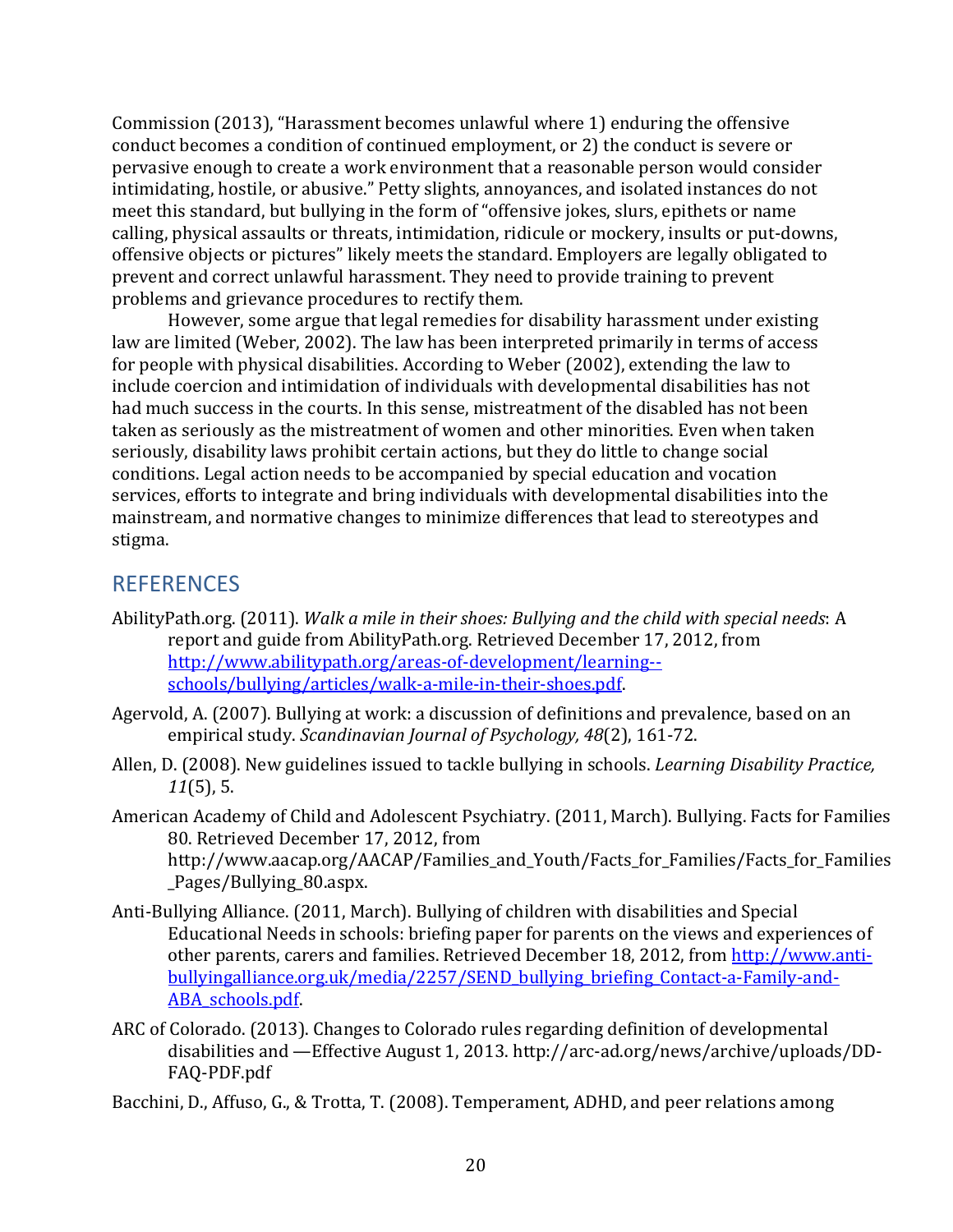Commission (2013), "Harassment becomes unlawful where 1) enduring the offensive conduct becomes a condition of continued employment, or 2) the conduct is severe or pervasive enough to create a work environment that a reasonable person would consider intimidating, hostile, or abusive." Petty slights, annoyances, and isolated instances do not meet this standard, but bullying in the form of "offensive jokes, slurs, epithets or name calling, physical assaults or threats, intimidation, ridicule or mockery, insults or put-downs, offensive objects or pictures" likely meets the standard. Employers are legally obligated to prevent and correct unlawful harassment. They need to provide training to prevent problems and grievance procedures to rectify them.

However, some argue that legal remedies for disability harassment under existing law are limited (Weber, 2002). The law has been interpreted primarily in terms of access for people with physical disabilities. According to Weber (2002), extending the law to include coercion and intimidation of individuals with developmental disabilities has not had much success in the courts. In this sense, mistreatment of the disabled has not been taken as seriously as the mistreatment of women and other minorities. Even when taken seriously, disability laws prohibit certain actions, but they do little to change social conditions. Legal action needs to be accompanied by special education and vocation services, efforts to integrate and bring individuals with developmental disabilities into the mainstream, and normative changes to minimize differences that lead to stereotypes and stigma.

## REFERENCES

AbilityPath.org. (2011). *Walk a mile in their shoes: Bullying and the child with special needs*: A report and guide from AbilityPath.org. Retrieved December 17, 2012, from http://www.abilitypath.org/areas-of-development/learning--schools/bullying/articles/walk-a-mile-in-their-shoes.pdf.

Agervold, A. (2007). Bullying at work: a discussion of definitions and prevalence, based on an empirical study. *Scandinavian Journal of Psychology, 48*(2), 161-72.

Allen, D. (2008). New guidelines issued to tackle bullying in schools. *Learning Disability Practice, 11*(5), 5.

American Academy of Child and Adolescent Psychiatry. (2011, March). Bullying. Facts for Families 80. Retrieved December 17, 2012, from http://www.aacap.org/AACAP/Families_and_Youth/Facts_for_Families/Facts_for_Families_Pages/Bullying_80.aspx.

Anti-Bullying Alliance. (2011, March). Bullying of children with disabilities and Special Educational Needs in schools: briefing paper for parents on the views and experiences of other parents, carers and families. Retrieved December 18, 2012, from http://www.anti-bullyingalliance.org.uk/media/2257/SEND_bullying_briefing_Contact-a-Family-and-ABA_schools.pdf.

ARC of Colorado. (2013). Changes to Colorado rules regarding definition of developmental disabilities and —Effective August 1, 2013. http://arc-ad.org/news/archive/uploads/DD-FAQ-PDF.pdf

Bacchini, D., Affuso, G., & Trotta, T. (2008). Temperament, ADHD, and peer relations among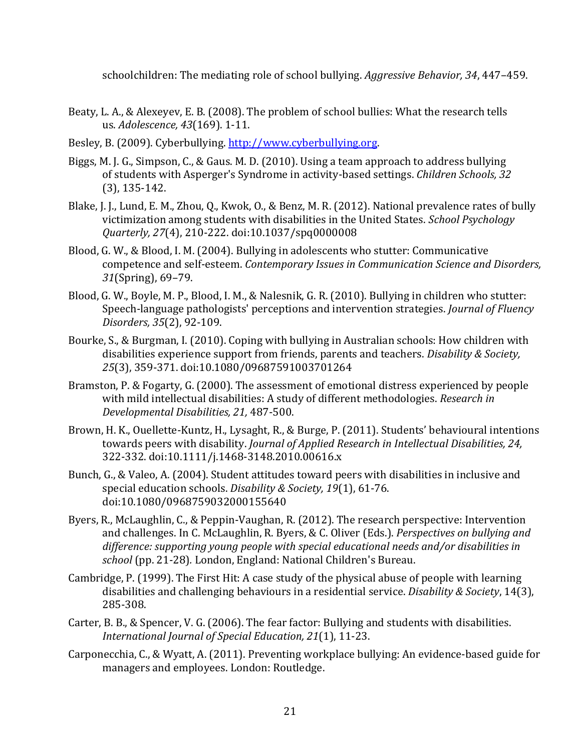schoolchildren: The mediating role of school bullying. *Aggressive Behavior, 34*, 447–459.

Beaty, L. A., & Alexeyev, E. B. (2008). The problem of school bullies: What the research tells us. *Adolescence, 43*(169). 1-11.

Besley, B. (2009). Cyberbullying. http://www.cyberbullying.org.

Biggs, M. J. G., Simpson, C., & Gaus. M. D. (2010). Using a team approach to address bullying of students with Asperger's Syndrome in activity-based settings. *Children Schools, 32* (3), 135-142.

Blake, J. J., Lund, E. M., Zhou, Q., Kwok, O., & Benz, M. R. (2012). National prevalence rates of bully victimization among students with disabilities in the United States. *School Psychology Quarterly, 27*(4), 210-222. doi:10.1037/spq0000008

Blood, G. W., & Blood, I. M. (2004). Bullying in adolescents who stutter: Communicative competence and self-esteem. *Contemporary Issues in Communication Science and Disorders, 31*(Spring), 69–79.

Blood, G. W., Boyle, M. P., Blood, I. M., & Nalesnik, G. R. (2010). Bullying in children who stutter: Speech-language pathologists' perceptions and intervention strategies. *Journal of Fluency Disorders, 35*(2), 92-109.

Bourke, S., & Burgman, I. (2010). Coping with bullying in Australian schools: How children with disabilities experience support from friends, parents and teachers. *Disability & Society, 25*(3), 359-371. doi:10.1080/09687591003701264

Bramston, P. & Fogarty, G. (2000). The assessment of emotional distress experienced by people with mild intellectual disabilities: A study of different methodologies. *Research in Developmental Disabilities, 21,* 487-500.

Brown, H. K., Ouellette-Kuntz, H., Lysaght, R., & Burge, P. (2011). Students' behavioural intentions towards peers with disability. *Journal of Applied Research in Intellectual Disabilities, 24,* 322-332. doi:10.1111/j.1468-3148.2010.00616.x

Bunch, G., & Valeo, A. (2004). Student attitudes toward peers with disabilities in inclusive and special education schools. *Disability & Society, 19*(1), 61-76. doi:10.1080/0968759032000155640

Byers, R., McLaughlin, C., & Peppin-Vaughan, R. (2012). The research perspective: Intervention and challenges. In C. McLaughlin, R. Byers, & C. Oliver (Eds.). *Perspectives on bullying and difference: supporting young people with special educational needs and/or disabilities in school* (pp. 21-28)*.* London, England: National Children's Bureau.

Cambridge, P. (1999). The First Hit: A case study of the physical abuse of people with learning disabilities and challenging behaviours in a residential service. *Disability & Society*, 14(3), 285-308.

Carter, B. B., & Spencer, V. G. (2006). The fear factor: Bullying and students with disabilities. *International Journal of Special Education, 21*(1), 11-23.

Carponecchia, C., & Wyatt, A. (2011). Preventing workplace bullying: An evidence-based guide for managers and employees. London: Routledge.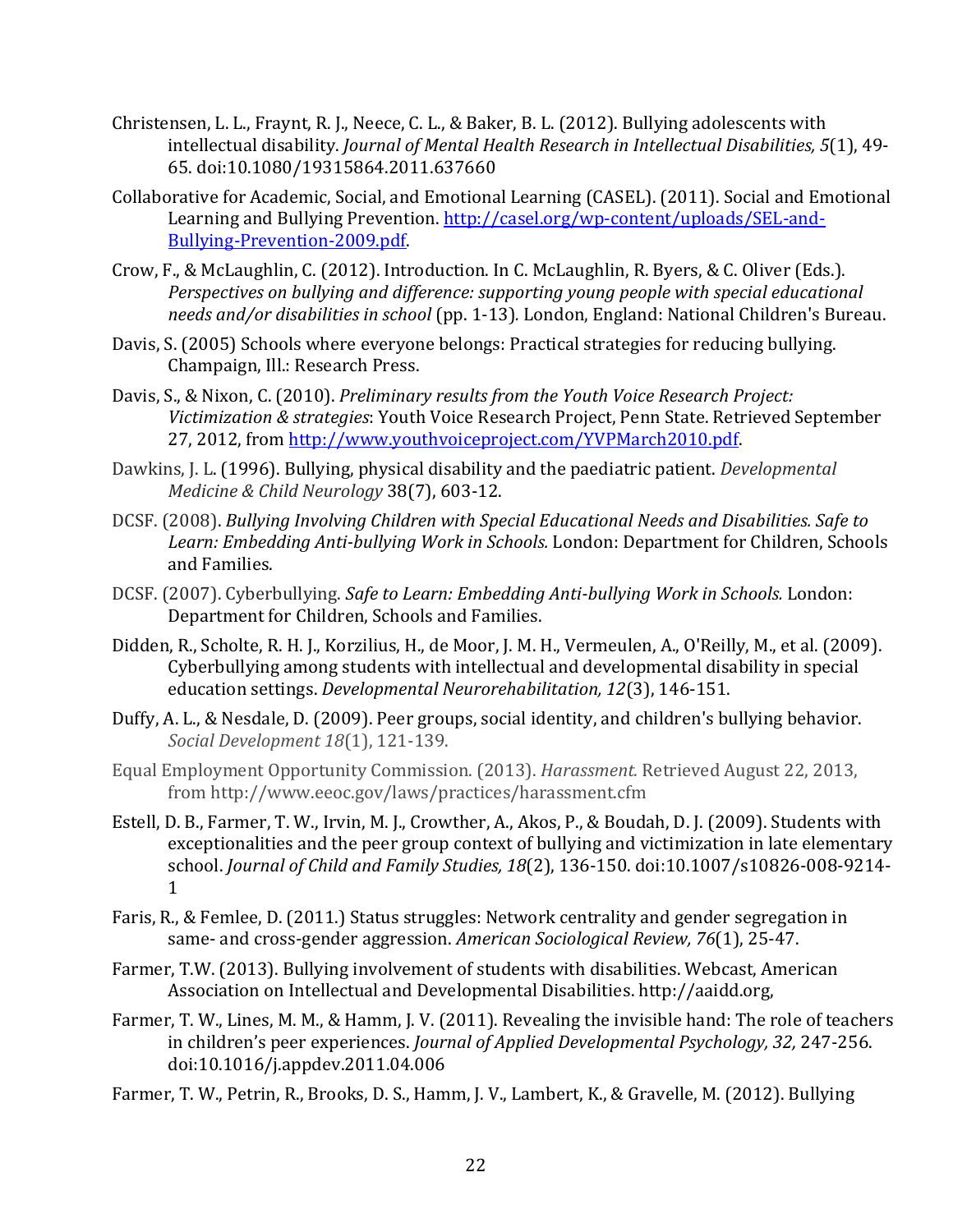Christensen, L. L., Fraynt, R. J., Neece, C. L., & Baker, B. L. (2012). Bullying adolescents with intellectual disability. *Journal of Mental Health Research in Intellectual Disabilities, 5*(1), 49-65. doi:10.1080/19315864.2011.637660

Collaborative for Academic, Social, and Emotional Learning (CASEL). (2011). Social and Emotional Learning and Bullying Prevention. [http://casel.org/wp-content/uploads/SEL-and-Bullying-Prevention-2009.pdf](http://casel.org/wp-content/uploads/SEL-and-Bullying-Prevention-2009.pdf).

Crow, F., & McLaughlin, C. (2012). Introduction. In C. McLaughlin, R. Byers, & C. Oliver (Eds.). *Perspectives on bullying and difference: supporting young people with special educational needs and/or disabilities in school* (pp. 1-13). London, England: National Children's Bureau.

Davis, S. (2005) Schools where everyone belongs: Practical strategies for reducing bullying. Champaign, Ill.: Research Press.

Davis, S., & Nixon, C. (2010). *Preliminary results from the Youth Voice Research Project: Victimization & strategies*: Youth Voice Research Project, Penn State. Retrieved September 27, 2012, from [http://www.youthvoiceproject.com/YVPMarch2010.pdf](http://www.youthvoiceproject.com/YVPMarch2010.pdf).

Dawkins, J. L. (1996). Bullying, physical disability and the paediatric patient. *Developmental Medicine & Child Neurology* 38(7), 603-12.

DCSF. (2008). *Bullying Involving Children with Special Educational Needs and Disabilities. Safe to Learn: Embedding Anti-bullying Work in Schools.* London: Department for Children, Schools and Families.

DCSF. (2007). Cyberbullying. *Safe to Learn: Embedding Anti-bullying Work in Schools.* London: Department for Children, Schools and Families.

Didden, R., Scholte, R. H. J., Korzilius, H., de Moor, J. M. H., Vermeulen, A., O'Reilly, M., et al. (2009). Cyberbullying among students with intellectual and developmental disability in special education settings. *Developmental Neurorehabilitation, 12*(3), 146-151.

Duffy, A. L., & Nesdale, D. (2009). Peer groups, social identity, and children's bullying behavior. *Social Development 18*(1), 121-139.

Equal Employment Opportunity Commission. (2013). *Harassment.* Retrieved August 22, 2013, from http://www.eeoc.gov/laws/practices/harassment.cfm

Estell, D. B., Farmer, T. W., Irvin, M. J., Crowther, A., Akos, P., & Boudah, D. J. (2009). Students with exceptionalities and the peer group context of bullying and victimization in late elementary school. *Journal of Child and Family Studies, 18*(2), 136-150. doi:10.1007/s10826-008-9214-1

Faris, R., & Femlee, D. (2011.) Status struggles: Network centrality and gender segregation in same- and cross-gender aggression. *American Sociological Review, 76*(1), 25-47.

Farmer, T.W. (2013). Bullying involvement of students with disabilities. Webcast, American Association on Intellectual and Developmental Disabilities. http://aaidd.org,

Farmer, T. W., Lines, M. M., & Hamm, J. V. (2011). Revealing the invisible hand: The role of teachers in children's peer experiences. *Journal of Applied Developmental Psychology, 32,* 247-256. doi:10.1016/j.appdev.2011.04.006

Farmer, T. W., Petrin, R., Brooks, D. S., Hamm, J. V., Lambert, K., & Gravelle, M. (2012). Bullying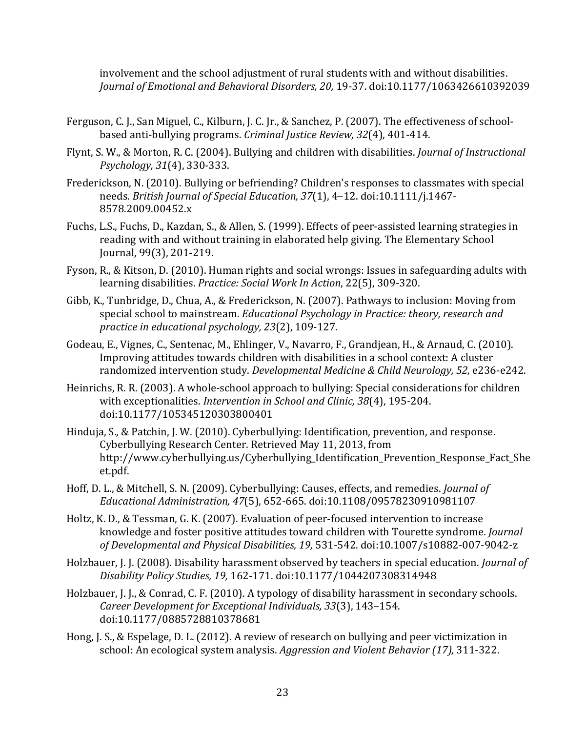involvement and the school adjustment of rural students with and without disabilities. *Journal of Emotional and Behavioral Disorders, 20,* 19-37. doi:10.1177/1063426610392039

Ferguson, C. J., San Miguel, C., Kilburn, J. C. Jr., & Sanchez, P. (2007). The effectiveness of school-based anti-bullying programs. *Criminal Justice Review, 32*(4), 401-414.

Flynt, S. W., & Morton, R. C. (2004). Bullying and children with disabilities. *Journal of Instructional Psychology, 31*(4), 330-333.

Frederickson, N. (2010). Bullying or befriending? Children's responses to classmates with special needs. *British Journal of Special Education, 37*(1), 4–12. doi:10.1111/j.1467-8578.2009.00452.x

Fuchs, L.S., Fuchs, D., Kazdan, S., & Allen, S. (1999). Effects of peer-assisted learning strategies in reading with and without training in elaborated help giving. The Elementary School Journal, 99(3), 201-219.

Fyson, R., & Kitson, D. (2010). Human rights and social wrongs: Issues in safeguarding adults with learning disabilities. *Practice: Social Work In Action*, 22(5), 309-320.

Gibb, K., Tunbridge, D., Chua, A., & Frederickson, N. (2007). Pathways to inclusion: Moving from special school to mainstream. *Educational Psychology in Practice: theory, research and practice in educational psychology, 23*(2), 109-127.

Godeau, E., Vignes, C., Sentenac, M., Ehlinger, V., Navarro, F., Grandjean, H., & Arnaud, C. (2010). Improving attitudes towards children with disabilities in a school context: A cluster randomized intervention study. *Developmental Medicine & Child Neurology, 52,* e236-e242.

Heinrichs, R. R. (2003). A whole-school approach to bullying: Special considerations for children with exceptionalities. *Intervention in School and Clinic, 38*(4), 195-204. doi:10.1177/105345120303800401

Hinduja, S., & Patchin, J. W. (2010). Cyberbullying: Identification, prevention, and response. Cyberbullying Research Center. Retrieved May 11, 2013, from http://www.cyberbullying.us/Cyberbullying_Identification_Prevention_Response_Fact_Sheet.pdf.

Hoff, D. L., & Mitchell, S. N. (2009). Cyberbullying: Causes, effects, and remedies. *Journal of Educational Administration, 47*(5), 652-665. doi:10.1108/09578230910981107

Holtz, K. D., & Tessman, G. K. (2007). Evaluation of peer-focused intervention to increase knowledge and foster positive attitudes toward children with Tourette syndrome. *Journal of Developmental and Physical Disabilities, 19,* 531-542. doi:10.1007/s10882-007-9042-z

Holzbauer, J. J. (2008). Disability harassment observed by teachers in special education. *Journal of Disability Policy Studies, 19,* 162-171. doi:10.1177/1044207308314948

Holzbauer, J. J., & Conrad, C. F. (2010). A typology of disability harassment in secondary schools. *Career Development for Exceptional Individuals, 33*(3), 143–154. doi:10.1177/0885728810378681

Hong, J. S., & Espelage, D. L. (2012). A review of research on bullying and peer victimization in school: An ecological system analysis. *Aggression and Violent Behavior (17),* 311-322.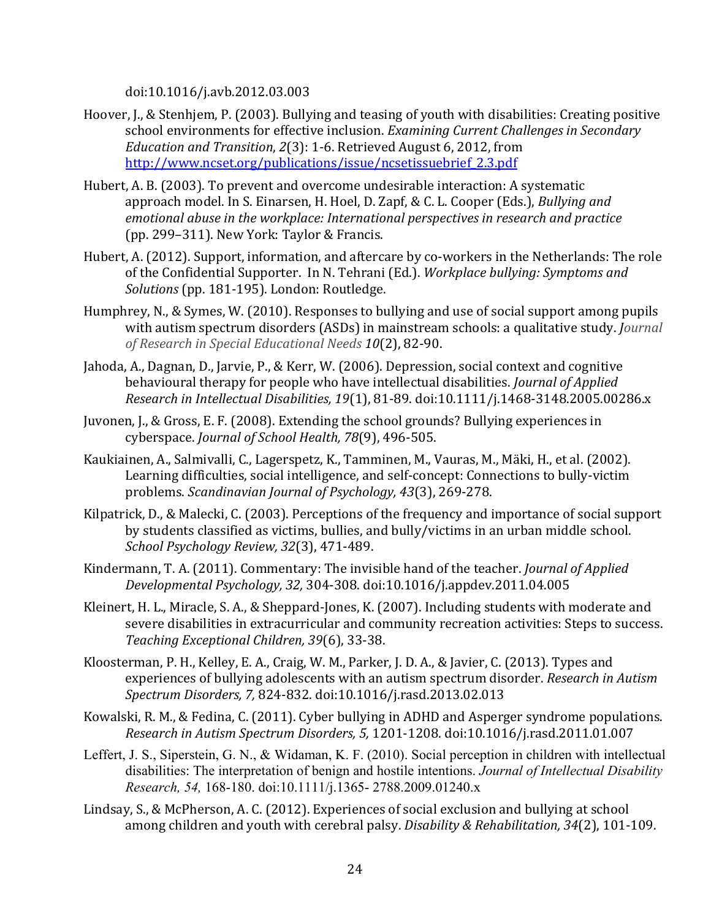doi:10.1016/j.avb.2012.03.003

Hoover, J., & Stenhjem, P. (2003). Bullying and teasing of youth with disabilities: Creating positive school environments for effective inclusion. *Examining Current Challenges in Secondary Education and Transition*, *2*(3): 1-6. Retrieved August 6, 2012, from http://www.ncset.org/publications/issue/ncsetissuebrief_2.3.pdf

Hubert, A. B. (2003). To prevent and overcome undesirable interaction: A systematic approach model. In S. Einarsen, H. Hoel, D. Zapf, & C. L. Cooper (Eds.), *Bullying and emotional abuse in the workplace: International perspectives in research and practice* (pp. 299–311). New York: Taylor & Francis.

Hubert, A. (2012). Support, information, and aftercare by co-workers in the Netherlands: The role of the Confidential Supporter. In N. Tehrani (Ed.). *Workplace bullying: Symptoms and Solutions* (pp. 181-195). London: Routledge.

Humphrey, N., & Symes, W. (2010). Responses to bullying and use of social support among pupils with autism spectrum disorders (ASDs) in mainstream schools: a qualitative study. *Journal of Research in Special Educational Needs 10*(2), 82-90.

Jahoda, A., Dagnan, D., Jarvie, P., & Kerr, W. (2006). Depression, social context and cognitive behavioural therapy for people who have intellectual disabilities. *Journal of Applied Research in Intellectual Disabilities, 19*(1), 81-89. doi:10.1111/j.1468-3148.2005.00286.x

Juvonen, J., & Gross, E. F. (2008). Extending the school grounds? Bullying experiences in cyberspace. *Journal of School Health, 78*(9), 496-505.

Kaukiainen, A., Salmivalli, C., Lagerspetz, K., Tamminen, M., Vauras, M., Mäki, H., et al. (2002). Learning difficulties, social intelligence, and self-concept: Connections to bully-victim problems. *Scandinavian Journal of Psychology, 43*(3), 269-278.

Kilpatrick, D., & Malecki, C. (2003). Perceptions of the frequency and importance of social support by students classified as victims, bullies, and bully/victims in an urban middle school. *School Psychology Review, 32*(3), 471-489.

Kindermann, T. A. (2011). Commentary: The invisible hand of the teacher. *Journal of Applied Developmental Psychology, 32,* 304-308. doi:10.1016/j.appdev.2011.04.005

Kleinert, H. L., Miracle, S. A., & Sheppard-Jones, K. (2007). Including students with moderate and severe disabilities in extracurricular and community recreation activities: Steps to success. *Teaching Exceptional Children, 39*(6), 33-38.

Kloosterman, P. H., Kelley, E. A., Craig, W. M., Parker, J. D. A., & Javier, C. (2013). Types and experiences of bullying adolescents with an autism spectrum disorder. *Research in Autism Spectrum Disorders, 7,* 824-832. doi:10.1016/j.rasd.2013.02.013

Kowalski, R. M., & Fedina, C. (2011). Cyber bullying in ADHD and Asperger syndrome populations. *Research in Autism Spectrum Disorders, 5,* 1201-1208. doi:10.1016/j.rasd.2011.01.007

Leffert, J. S., Siperstein, G. N., & Widaman, K. F. (2010). Social perception in children with intellectual disabilities: The interpretation of benign and hostile intentions. *Journal of Intellectual Disability Research, 54,* 168-180. doi:10.1111/j.1365- 2788.2009.01240.x

Lindsay, S., & McPherson, A. C. (2012). Experiences of social exclusion and bullying at school among children and youth with cerebral palsy. *Disability & Rehabilitation, 34*(2), 101-109.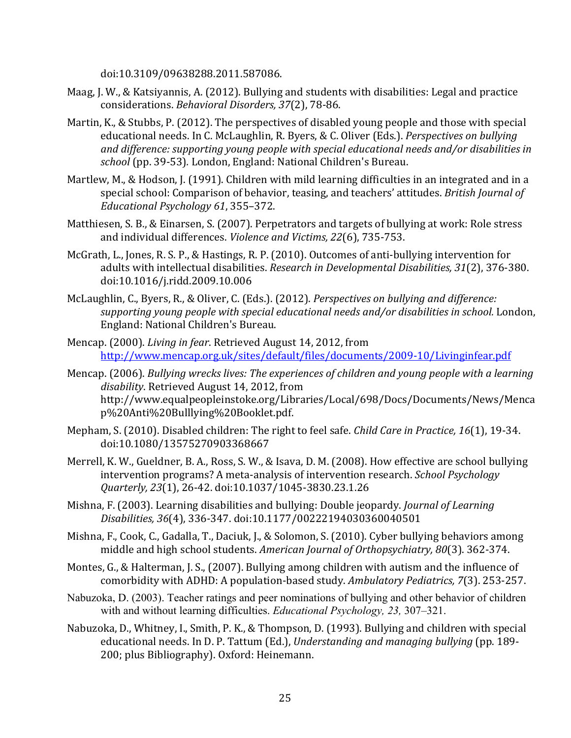doi:10.3109/09638288.2011.587086.

Maag, J. W., & Katsiyannis, A. (2012). Bullying and students with disabilities: Legal and practice considerations. *Behavioral Disorders, 37*(2), 78-86.

Martin, K., & Stubbs, P. (2012). The perspectives of disabled young people and those with special educational needs. In C. McLaughlin, R. Byers, & C. Oliver (Eds.). *Perspectives on bullying and difference: supporting young people with special educational needs and/or disabilities in school* (pp. 39-53)*.* London, England: National Children's Bureau.

Martlew, M., & Hodson, J. (1991). Children with mild learning difficulties in an integrated and in a special school: Comparison of behavior, teasing, and teachers' attitudes. *British Journal of Educational Psychology 61*, 355–372.

Matthiesen, S. B., & Einarsen, S. (2007). Perpetrators and targets of bullying at work: Role stress and individual differences. *Violence and Victims, 22*(6), 735-753.

McGrath, L., Jones, R. S. P., & Hastings, R. P. (2010). Outcomes of anti-bullying intervention for adults with intellectual disabilities. *Research in Developmental Disabilities, 31*(2), 376-380. doi:10.1016/j.ridd.2009.10.006

McLaughlin, C., Byers, R., & Oliver, C. (Eds.). (2012). *Perspectives on bullying and difference: supporting young people with special educational needs and/or disabilities in school.* London, England: National Children's Bureau.

Mencap. (2000). *Living in fear*. Retrieved August 14, 2012, from http://www.mencap.org.uk/sites/default/files/documents/2009-10/Livinginfear.pdf

Mencap. (2006). *Bullying wrecks lives: The experiences of children and young people with a learning disability*. Retrieved August 14, 2012, from http://www.equalpeopleinstoke.org/Libraries/Local/698/Docs/Documents/News/Mencap%20Anti%20Bulllying%20Booklet.pdf.

Mepham, S. (2010). Disabled children: The right to feel safe. *Child Care in Practice, 16*(1), 19-34. doi:10.1080/13575270903368667

Merrell, K. W., Gueldner, B. A., Ross, S. W., & Isava, D. M. (2008). How effective are school bullying intervention programs? A meta-analysis of intervention research. *School Psychology Quarterly, 23*(1), 26-42. doi:10.1037/1045-3830.23.1.26

Mishna, F. (2003). Learning disabilities and bullying: Double jeopardy. *Journal of Learning Disabilities, 36*(4), 336-347. doi:10.1177/00222194030360040501

Mishna, F., Cook, C., Gadalla, T., Daciuk, J., & Solomon, S. (2010). Cyber bullying behaviors among middle and high school students. *American Journal of Orthopsychiatry, 80*(3). 362-374.

Montes, G., & Halterman, J. S., (2007). Bullying among children with autism and the influence of comorbidity with ADHD: A population-based study. *Ambulatory Pediatrics, 7*(3). 253-257.

Nabuzoka, D. (2003). Teacher ratings and peer nominations of bullying and other behavior of children with and without learning difficulties. *Educational Psychology, 23,* 307–321.

Nabuzoka, D., Whitney, I., Smith, P. K., & Thompson, D. (1993). Bullying and children with special educational needs. In D. P. Tattum (Ed.), *Understanding and managing bullying* (pp. 189-200; plus Bibliography). Oxford: Heinemann.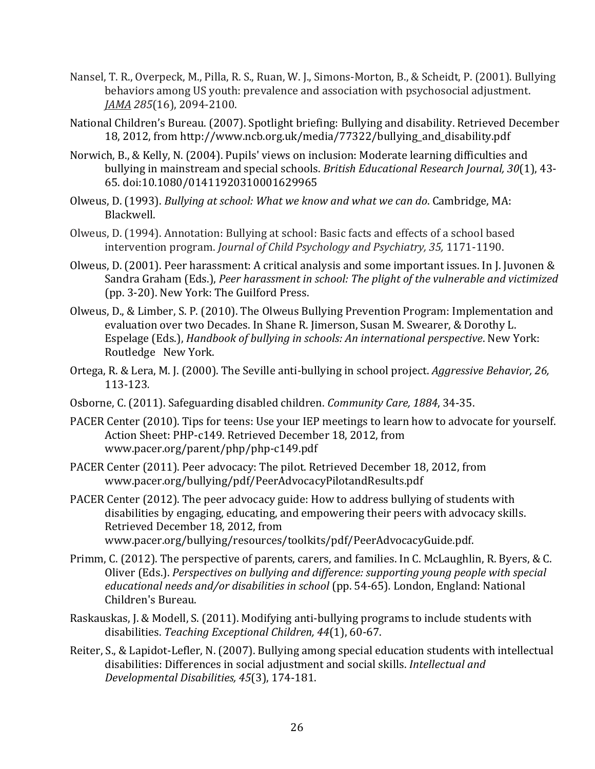Nansel, T. R., Overpeck, M., Pilla, R. S., Ruan, W. J., Simons-Morton, B., & Scheidt, P. (2001). Bullying behaviors among US youth: prevalence and association with psychosocial adjustment. *JAMA 285*(16), 2094-2100.

National Children's Bureau. (2007). Spotlight briefing: Bullying and disability. Retrieved December 18, 2012, from http://www.ncb.org.uk/media/77322/bullying_and_disability.pdf

Norwich, B., & Kelly, N. (2004). Pupils' views on inclusion: Moderate learning difficulties and bullying in mainstream and special schools. *British Educational Research Journal, 30*(1), 43-65. doi:10.1080/01411920310001629965

Olweus, D. (1993). *Bullying at school: What we know and what we can do*. Cambridge, MA: Blackwell.

Olweus, D. (1994). Annotation: Bullying at school: Basic facts and effects of a school based intervention program. *Journal of Child Psychology and Psychiatry, 35,* 1171-1190.

Olweus, D. (2001). Peer harassment: A critical analysis and some important issues. In J. Juvonen & Sandra Graham (Eds.), *Peer harassment in school: The plight of the vulnerable and victimized* (pp. 3-20). New York: The Guilford Press.

Olweus, D., & Limber, S. P. (2010). The Olweus Bullying Prevention Program: Implementation and evaluation over two Decades. In Shane R. Jimerson, Susan M. Swearer, & Dorothy L. Espelage (Eds.), *Handbook of bullying in schools: An international perspective*. New York: Routledge New York.

Ortega, R. & Lera, M. J. (2000). The Seville anti-bullying in school project. *Aggressive Behavior, 26,* 113-123.

Osborne, C. (2011). Safeguarding disabled children. *Community Care, 1884*, 34-35.

PACER Center (2010). Tips for teens: Use your IEP meetings to learn how to advocate for yourself. Action Sheet: PHP-c149. Retrieved December 18, 2012, from www.pacer.org/parent/php/php-c149.pdf

PACER Center (2011). Peer advocacy: The pilot. Retrieved December 18, 2012, from www.pacer.org/bullying/pdf/PeerAdvocacyPilotandResults.pdf

PACER Center (2012). The peer advocacy guide: How to address bullying of students with disabilities by engaging, educating, and empowering their peers with advocacy skills. Retrieved December 18, 2012, from www.pacer.org/bullying/resources/toolkits/pdf/PeerAdvocacyGuide.pdf.

Primm, C. (2012). The perspective of parents, carers, and families. In C. McLaughlin, R. Byers, & C. Oliver (Eds.). *Perspectives on bullying and difference: supporting young people with special educational needs and/or disabilities in school* (pp. 54-65). London, England: National Children's Bureau.

Raskauskas, J. & Modell, S. (2011). Modifying anti-bullying programs to include students with disabilities. *Teaching Exceptional Children, 44*(1), 60-67.

Reiter, S., & Lapidot-Lefler, N. (2007). Bullying among special education students with intellectual disabilities: Differences in social adjustment and social skills. *Intellectual and Developmental Disabilities, 45*(3), 174-181.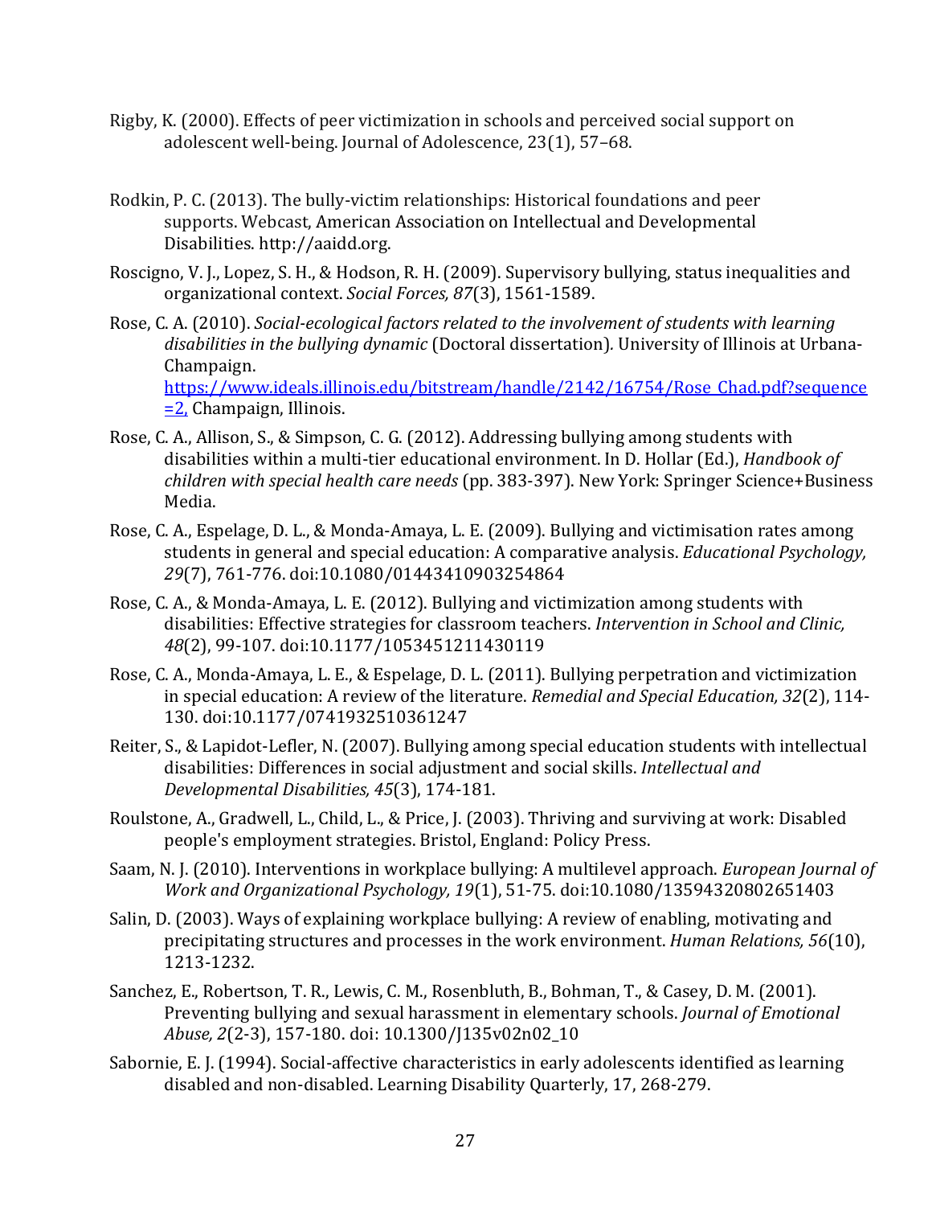Rigby, K. (2000). Effects of peer victimization in schools and perceived social support on adolescent well-being. Journal of Adolescence, 23(1), 57–68.

Rodkin, P. C. (2013). The bully-victim relationships: Historical foundations and peer supports. Webcast, American Association on Intellectual and Developmental Disabilities. http://aaidd.org.

Roscigno, V. J., Lopez, S. H., & Hodson, R. H. (2009). Supervisory bullying, status inequalities and organizational context. *Social Forces, 87*(3), 1561-1589.

Rose, C. A. (2010). *Social-ecological factors related to the involvement of students with learning disabilities in the bullying dynamic* (Doctoral dissertation). University of Illinois at Urbana-Champaign. [https://www.ideals.illinois.edu/bitstream/handle/2142/16754/Rose_Chad.pdf?sequence=2,](https://www.ideals.illinois.edu/bitstream/handle/2142/16754/Rose_Chad.pdf?sequence=2) Champaign, Illinois.

Rose, C. A., Allison, S., & Simpson, C. G. (2012). Addressing bullying among students with disabilities within a multi-tier educational environment. In D. Hollar (Ed.), *Handbook of children with special health care needs* (pp. 383-397). New York: Springer Science+Business Media.

Rose, C. A., Espelage, D. L., & Monda-Amaya, L. E. (2009). Bullying and victimisation rates among students in general and special education: A comparative analysis. *Educational Psychology, 29*(7), 761-776. doi:10.1080/01443410903254864

Rose, C. A., & Monda-Amaya, L. E. (2012). Bullying and victimization among students with disabilities: Effective strategies for classroom teachers. *Intervention in School and Clinic, 48*(2), 99-107. doi:10.1177/1053451211430119

Rose, C. A., Monda-Amaya, L. E., & Espelage, D. L. (2011). Bullying perpetration and victimization in special education: A review of the literature. *Remedial and Special Education, 32*(2), 114-130. doi:10.1177/0741932510361247

Reiter, S., & Lapidot-Lefler, N. (2007). Bullying among special education students with intellectual disabilities: Differences in social adjustment and social skills. *Intellectual and Developmental Disabilities, 45*(3), 174-181.

Roulstone, A., Gradwell, L., Child, L., & Price, J. (2003). Thriving and surviving at work: Disabled people's employment strategies. Bristol, England: Policy Press.

Saam, N. J. (2010). Interventions in workplace bullying: A multilevel approach. *European Journal of Work and Organizational Psychology, 19*(1), 51-75. doi:10.1080/13594320802651403

Salin, D. (2003). Ways of explaining workplace bullying: A review of enabling, motivating and precipitating structures and processes in the work environment. *Human Relations, 56*(10), 1213-1232.

Sanchez, E., Robertson, T. R., Lewis, C. M., Rosenbluth, B., Bohman, T., & Casey, D. M. (2001). Preventing bullying and sexual harassment in elementary schools. *Journal of Emotional Abuse, 2*(2-3), 157-180. doi: 10.1300/J135v02n02_10

Sabornie, E. J. (1994). Social-affective characteristics in early adolescents identified as learning disabled and non-disabled. Learning Disability Quarterly, 17, 268-279.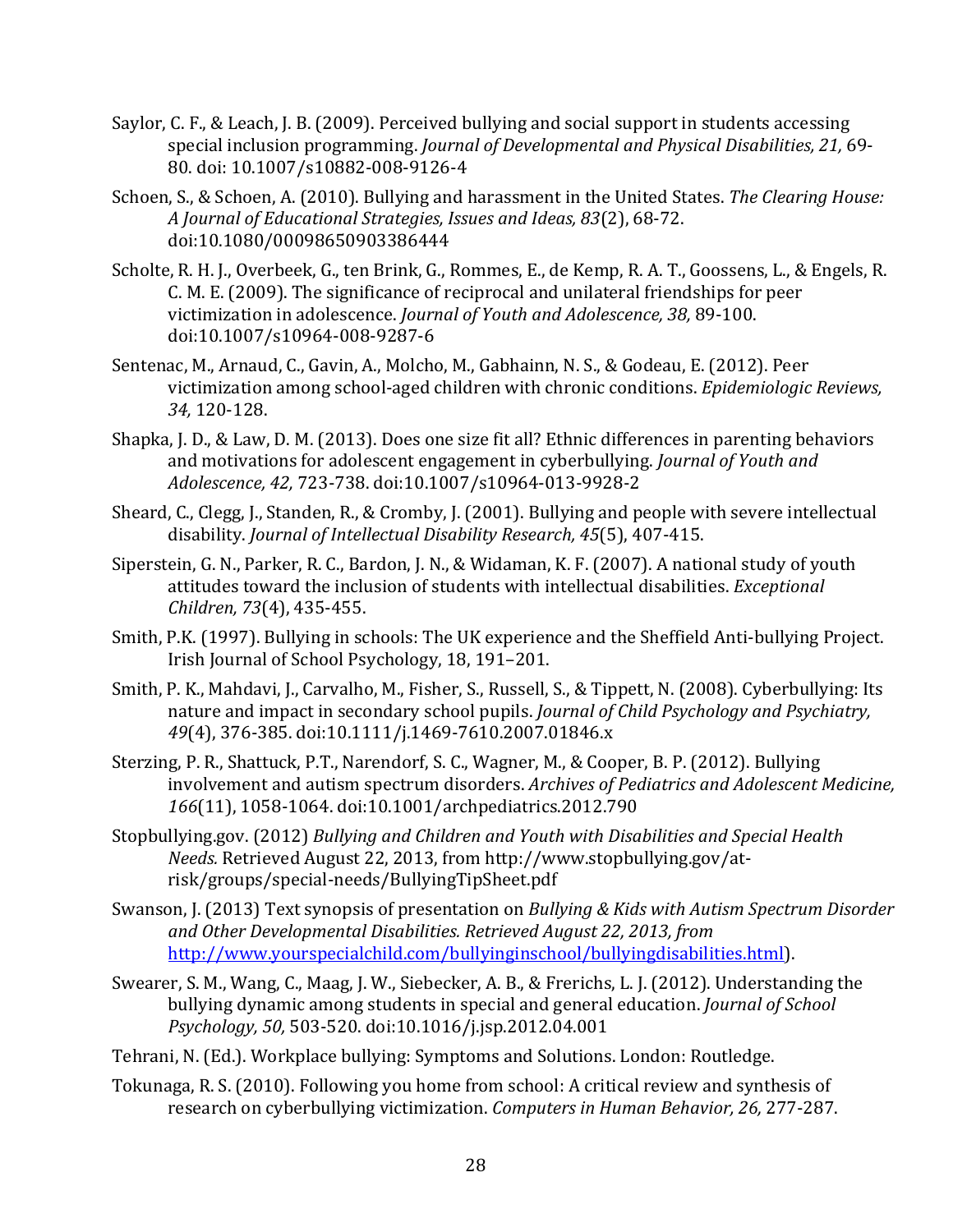Saylor, C. F., & Leach, J. B. (2009). Perceived bullying and social support in students accessing special inclusion programming. *Journal of Developmental and Physical Disabilities, 21,* 69-80. doi: 10.1007/s10882-008-9126-4

Schoen, S., & Schoen, A. (2010). Bullying and harassment in the United States. *The Clearing House: A Journal of Educational Strategies, Issues and Ideas, 83*(2), 68-72. doi:10.1080/00098650903386444

Scholte, R. H. J., Overbeek, G., ten Brink, G., Rommes, E., de Kemp, R. A. T., Goossens, L., & Engels, R. C. M. E. (2009). The significance of reciprocal and unilateral friendships for peer victimization in adolescence. *Journal of Youth and Adolescence, 38,* 89-100. doi:10.1007/s10964-008-9287-6

Sentenac, M., Arnaud, C., Gavin, A., Molcho, M., Gabhainn, N. S., & Godeau, E. (2012). Peer victimization among school-aged children with chronic conditions. *Epidemiologic Reviews, 34,* 120-128.

Shapka, J. D., & Law, D. M. (2013). Does one size fit all? Ethnic differences in parenting behaviors and motivations for adolescent engagement in cyberbullying. *Journal of Youth and Adolescence, 42,* 723-738. doi:10.1007/s10964-013-9928-2

Sheard, C., Clegg, J., Standen, R., & Cromby, J. (2001). Bullying and people with severe intellectual disability. *Journal of Intellectual Disability Research, 45*(5), 407-415.

Siperstein, G. N., Parker, R. C., Bardon, J. N., & Widaman, K. F. (2007). A national study of youth attitudes toward the inclusion of students with intellectual disabilities. *Exceptional Children, 73*(4), 435-455.

Smith, P.K. (1997). Bullying in schools: The UK experience and the Sheffield Anti-bullying Project. Irish Journal of School Psychology, 18, 191–201.

Smith, P. K., Mahdavi, J., Carvalho, M., Fisher, S., Russell, S., & Tippett, N. (2008). Cyberbullying: Its nature and impact in secondary school pupils. *Journal of Child Psychology and Psychiatry, 49*(4), 376-385. doi:10.1111/j.1469-7610.2007.01846.x

Sterzing, P. R., Shattuck, P.T., Narendorf, S. C., Wagner, M., & Cooper, B. P. (2012). Bullying involvement and autism spectrum disorders. *Archives of Pediatrics and Adolescent Medicine, 166*(11), 1058-1064. doi:10.1001/archpediatrics.2012.790

Stopbullying.gov. (2012) *Bullying and Children and Youth with Disabilities and Special Health Needs.* Retrieved August 22, 2013, from http://www.stopbullying.gov/at-risk/groups/special-needs/BullyingTipSheet.pdf

Swanson, J. (2013) Text synopsis of presentation on *Bullying & Kids with Autism Spectrum Disorder and Other Developmental Disabilities. Retrieved August 22, 2013, from* [http://www.yourspecialchild.com/bullyinginschool/bullyingdisabilities.html](http://www.yourspecialchild.com/bullyinginschool/bullyingdisabilities.html)).

Swearer, S. M., Wang, C., Maag, J. W., Siebecker, A. B., & Frerichs, L. J. (2012). Understanding the bullying dynamic among students in special and general education. *Journal of School Psychology, 50,* 503-520. doi:10.1016/j.jsp.2012.04.001

Tehrani, N. (Ed.). Workplace bullying: Symptoms and Solutions. London: Routledge.

Tokunaga, R. S. (2010). Following you home from school: A critical review and synthesis of research on cyberbullying victimization. *Computers in Human Behavior, 26,* 277-287.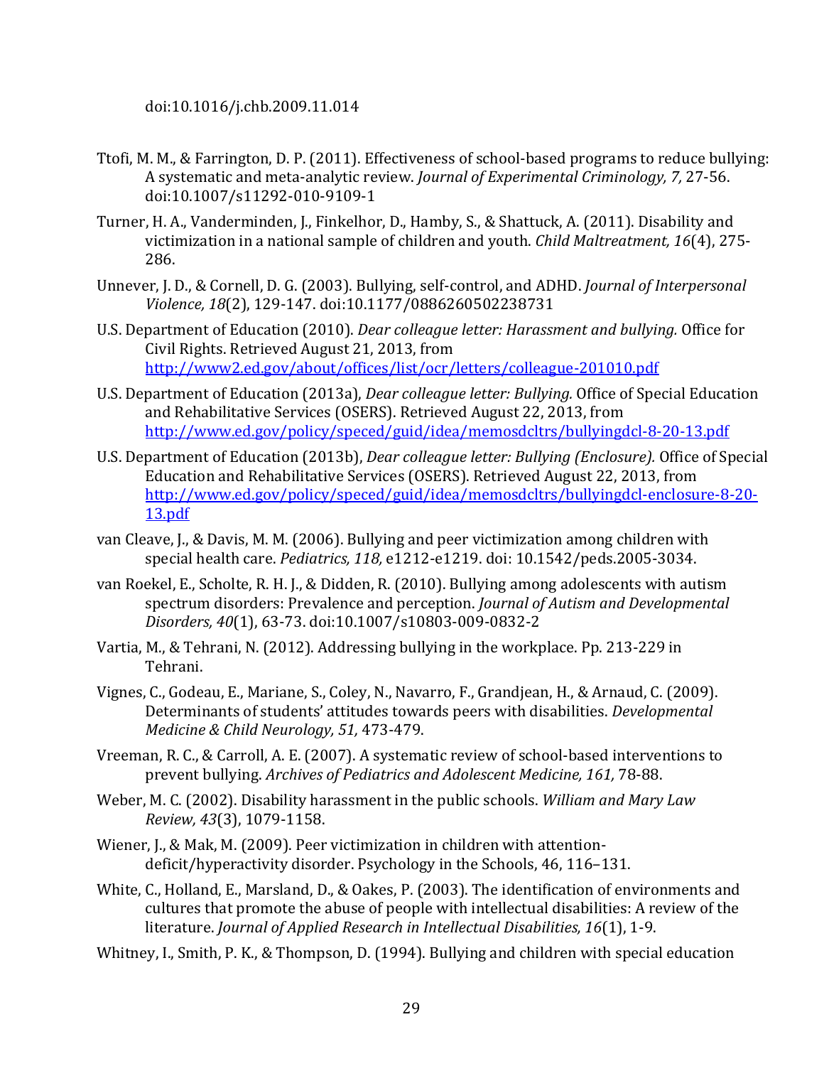doi:10.1016/j.chb.2009.11.014

Ttofi, M. M., & Farrington, D. P. (2011). Effectiveness of school-based programs to reduce bullying: A systematic and meta-analytic review. *Journal of Experimental Criminology, 7,* 27-56. doi:10.1007/s11292-010-9109-1

Turner, H. A., Vanderminden, J., Finkelhor, D., Hamby, S., & Shattuck, A. (2011). Disability and victimization in a national sample of children and youth. *Child Maltreatment, 16*(4), 275-286.

Unnever, J. D., & Cornell, D. G. (2003). Bullying, self-control, and ADHD. *Journal of Interpersonal Violence, 18*(2), 129-147. doi:10.1177/0886260502238731

U.S. Department of Education (2010). *Dear colleague letter: Harassment and bullying.* Office for Civil Rights. Retrieved August 21, 2013, from http://www2.ed.gov/about/offices/list/ocr/letters/colleague-201010.pdf

U.S. Department of Education (2013a), *Dear colleague letter: Bullying.* Office of Special Education and Rehabilitative Services (OSERS). Retrieved August 22, 2013, from http://www.ed.gov/policy/speced/guid/idea/memosdcltrs/bullyingdcl-8-20-13.pdf

U.S. Department of Education (2013b), *Dear colleague letter: Bullying (Enclosure).* Office of Special Education and Rehabilitative Services (OSERS). Retrieved August 22, 2013, from http://www.ed.gov/policy/speced/guid/idea/memosdcltrs/bullyingdcl-enclosure-8-20-13.pdf

van Cleave, J., & Davis, M. M. (2006). Bullying and peer victimization among children with special health care. *Pediatrics, 118,* e1212-e1219. doi: 10.1542/peds.2005-3034.

van Roekel, E., Scholte, R. H. J., & Didden, R. (2010). Bullying among adolescents with autism spectrum disorders: Prevalence and perception. *Journal of Autism and Developmental Disorders, 40*(1), 63-73. doi:10.1007/s10803-009-0832-2

Vartia, M., & Tehrani, N. (2012). Addressing bullying in the workplace. Pp. 213-229 in Tehrani.

Vignes, C., Godeau, E., Mariane, S., Coley, N., Navarro, F., Grandjean, H., & Arnaud, C. (2009). Determinants of students' attitudes towards peers with disabilities. *Developmental Medicine & Child Neurology, 51,* 473-479.

Vreeman, R. C., & Carroll, A. E. (2007). A systematic review of school-based interventions to prevent bullying. *Archives of Pediatrics and Adolescent Medicine, 161,* 78-88.

Weber, M. C. (2002). Disability harassment in the public schools. *William and Mary Law Review, 43*(3), 1079-1158.

Wiener, J., & Mak, M. (2009). Peer victimization in children with attention-deficit/hyperactivity disorder. Psychology in the Schools, 46, 116–131.

White, C., Holland, E., Marsland, D., & Oakes, P. (2003). The identification of environments and cultures that promote the abuse of people with intellectual disabilities: A review of the literature. *Journal of Applied Research in Intellectual Disabilities, 16*(1), 1-9.

Whitney, I., Smith, P. K., & Thompson, D. (1994). Bullying and children with special education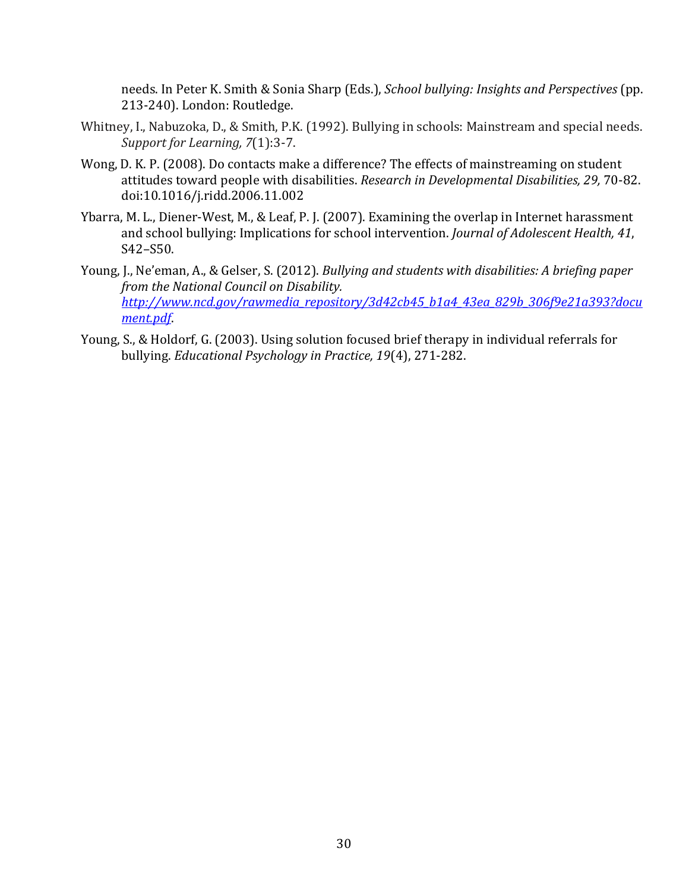needs. In Peter K. Smith & Sonia Sharp (Eds.), *School bullying: Insights and Perspectives* (pp. 213-240). London: Routledge.

Whitney, I., Nabuzoka, D., & Smith, P.K. (1992). Bullying in schools: Mainstream and special needs. *Support for Learning, 7*(1):3-7.

Wong, D. K. P. (2008). Do contacts make a difference? The effects of mainstreaming on student attitudes toward people with disabilities. *Research in Developmental Disabilities, 29,* 70-82. doi:10.1016/j.ridd.2006.11.002

Ybarra, M. L., Diener-West, M., & Leaf, P. J. (2007). Examining the overlap in Internet harassment and school bullying: Implications for school intervention. *Journal of Adolescent Health, 41*, S42–S50.

Young, J., Ne'eman, A., & Gelser, S. (2012). *Bullying and students with disabilities: A briefing paper from the National Council on Disability.* [http://www.ncd.gov/rawmedia_repository/3d42cb45_b1a4_43ea_829b_306f9e21a393?document.pdf](http://www.ncd.gov/rawmedia_repository/3d42cb45_b1a4_43ea_829b_306f9e21a393?document.pdf).

Young, S., & Holdorf, G. (2003). Using solution focused brief therapy in individual referrals for bullying. *Educational Psychology in Practice, 19*(4), 271-282.